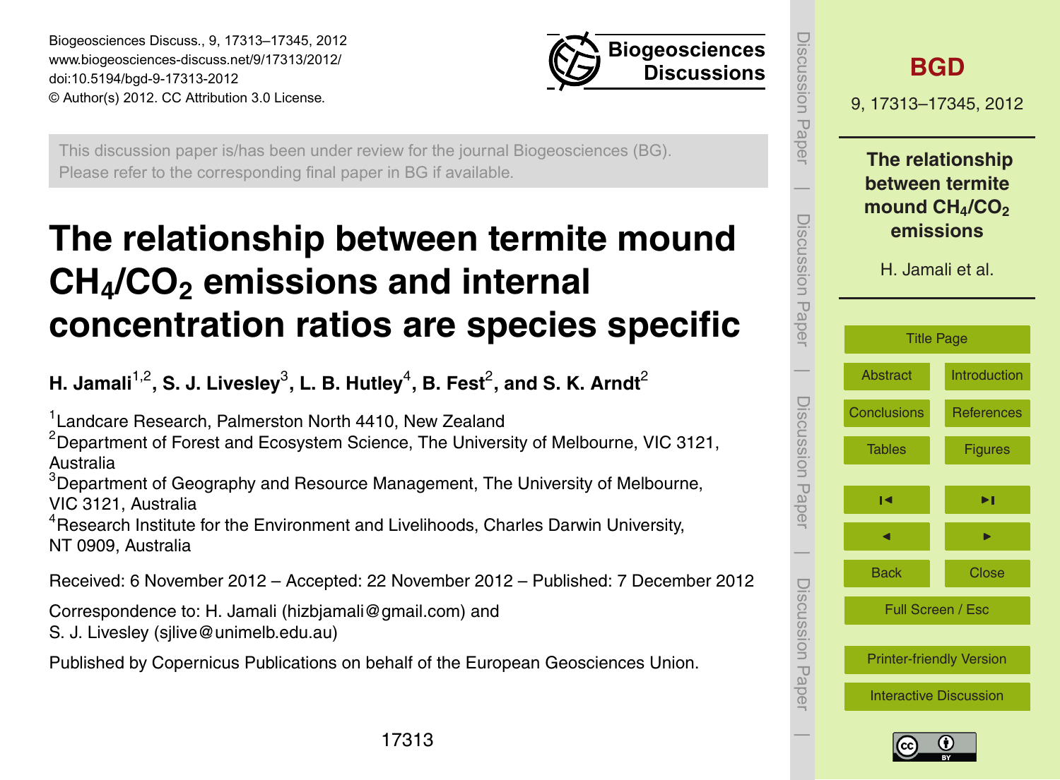This discussion paper is/has been under review for the journal Biogeosciences (BG). Please refer to the corresponding final paper in BG if available.

# The relationship between termite mound $CH_4$/$CO_2$ emissions and internal concentration ratios are species specific

**H. Jamali[1,2], S. J. Livesley[3], L. B. Hutley[4], B. Fest[2], and S. K. Arndt[2]**

[1]Landcare Research, Palmerston North 4410, New Zealand
[2]Department of Forest and Ecosystem Science, The University of Melbourne, VIC 3121, Australia
[3]Department of Geography and Resource Management, The University of Melbourne, VIC 3121, Australia
[4]Research Institute for the Environment and Livelihoods, Charles Darwin University, NT 0909, Australia

Received: 6 November 2012 – Accepted: 22 November 2012 – Published: 7 December 2012

Correspondence to: H. Jamali (hizbjamali@gmail.com) and S. J. Livesley (sjlive@unimelb.edu.au)

Published by Copernicus Publications on behalf of the European Geosciences Union.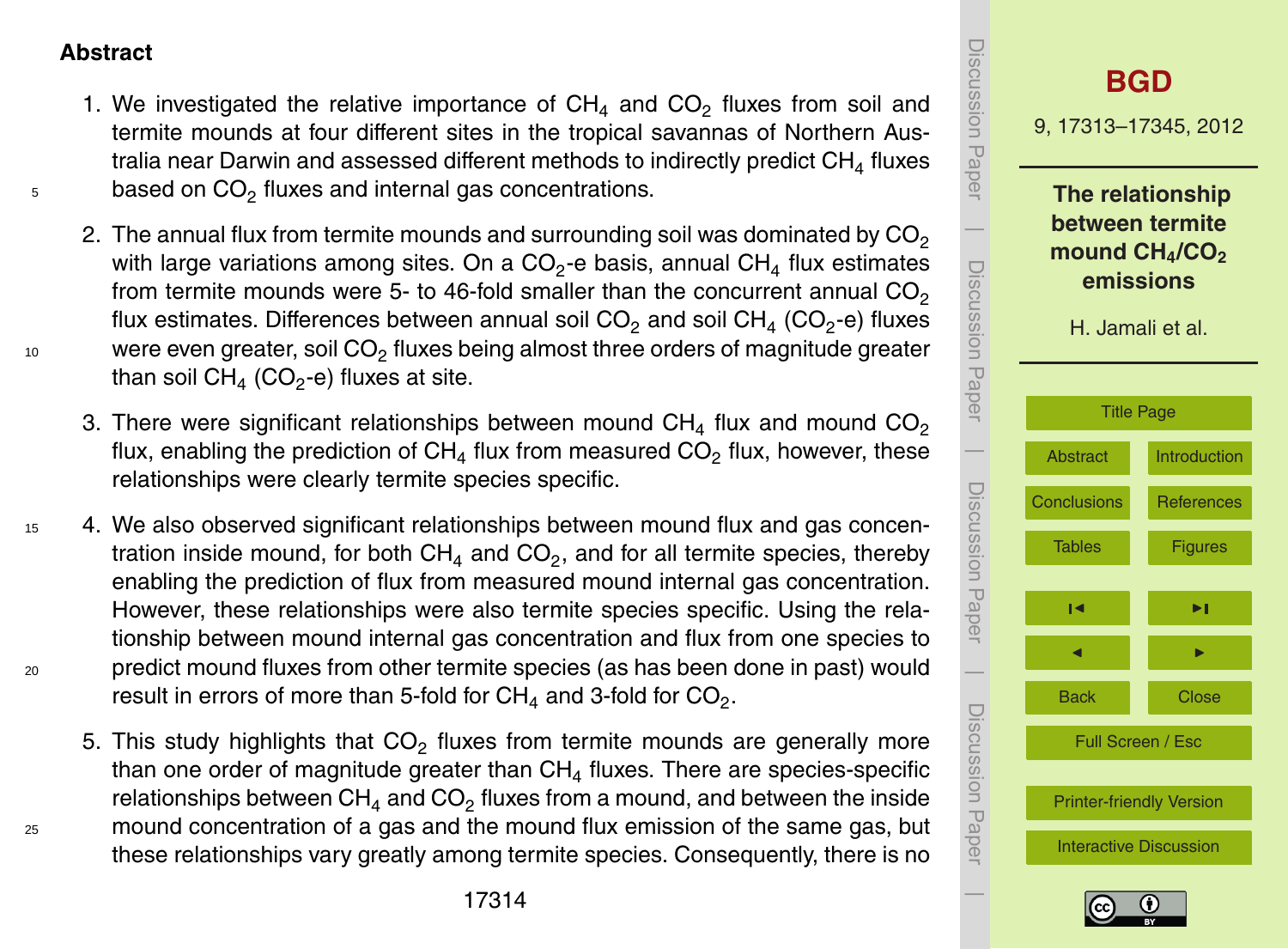## Abstract

1. We investigated the relative importance of $CH_4$ and $CO_2$ fluxes from soil and termite mounds at four different sites in the tropical savannas of Northern Australia near Darwin and assessed different methods to indirectly predict $CH_4$ fluxes based on $CO_2$ fluxes and internal gas concentrations.

2. The annual flux from termite mounds and surrounding soil was dominated by $CO_2$ with large variations among sites. On a $CO_2$-e basis, annual $CH_4$ flux estimates from termite mounds were 5- to 46-fold smaller than the concurrent annual $CO_2$ flux estimates. Differences between annual soil $CO_2$ and soil $CH_4$ ($CO_2$-e) fluxes were even greater, soil $CO_2$ fluxes being almost three orders of magnitude greater than soil $CH_4$ ($CO_2$-e) fluxes at site.

3. There were significant relationships between mound $CH_4$ flux and mound $CO_2$ flux, enabling the prediction of $CH_4$ flux from measured $CO_2$ flux, however, these relationships were clearly termite species specific.

4. We also observed significant relationships between mound flux and gas concentration inside mound, for both $CH_4$ and $CO_2$, and for all termite species, thereby enabling the prediction of flux from measured mound internal gas concentration. However, these relationships were also termite species specific. Using the relationship between mound internal gas concentration and flux from one species to predict mound fluxes from other termite species (as has been done in past) would result in errors of more than 5-fold for $CH_4$ and 3-fold for $CO_2$.

5. This study highlights that $CO_2$ fluxes from termite mounds are generally more than one order of magnitude greater than $CH_4$ fluxes. There are species-specific relationships between $CH_4$ and $CO_2$ fluxes from a mound, and between the inside mound concentration of a gas and the mound flux emission of the same gas, but these relationships vary greatly among termite species. Consequently, there is no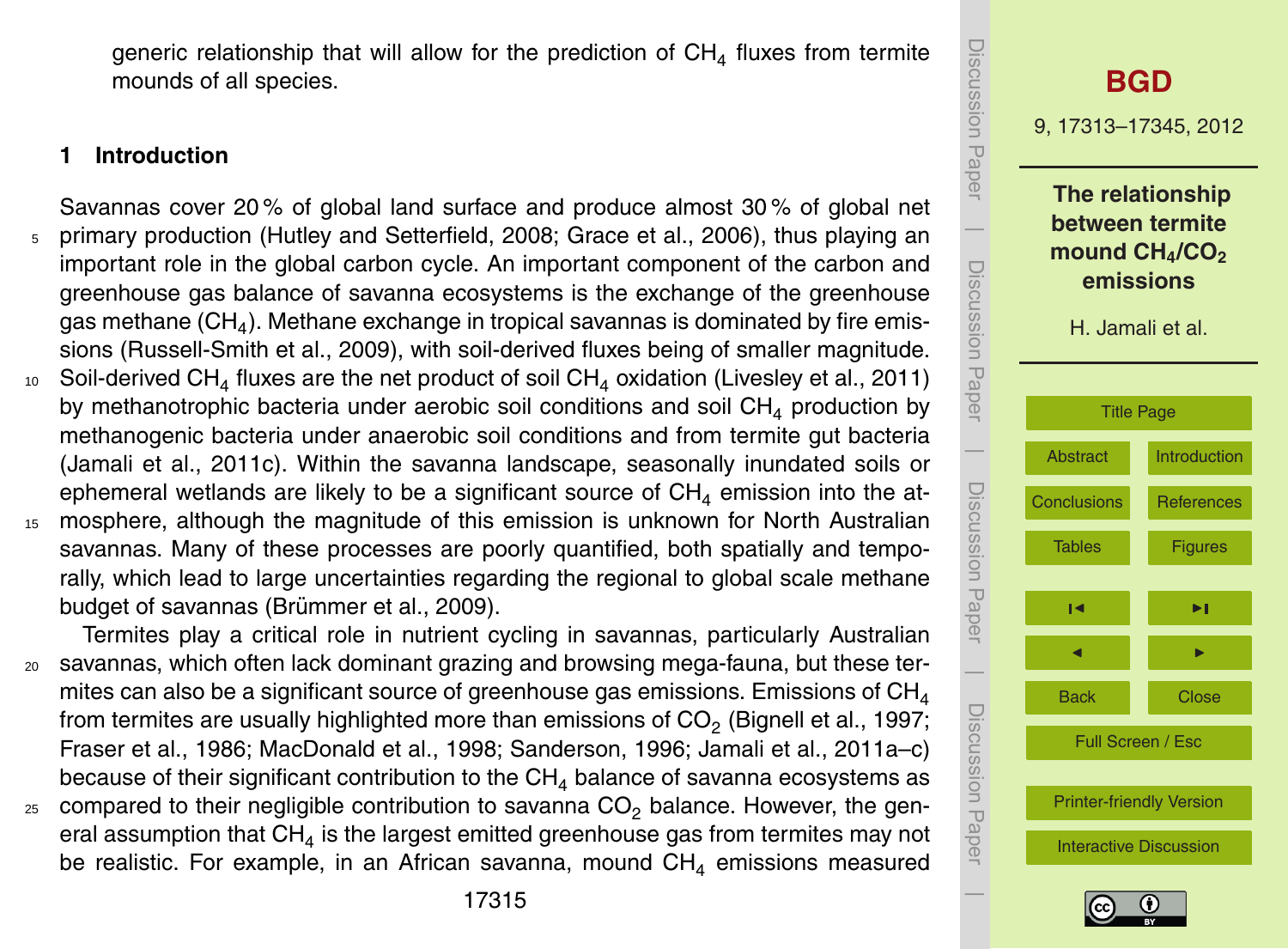generic relationship that will allow for the prediction of $CH_4$ fluxes from termite mounds of all species.

## 1 Introduction

Savannas cover 20 % of global land surface and produce almost 30 % of global net primary production (Hutley and Setterfield, 2008; Grace et al., 2006), thus playing an important role in the global carbon cycle. An important component of the carbon and greenhouse gas balance of savanna ecosystems is the exchange of the greenhouse gas methane ($CH_4$). Methane exchange in tropical savannas is dominated by fire emissions (Russell-Smith et al., 2009), with soil-derived fluxes being of smaller magnitude. Soil-derived $CH_4$ fluxes are the net product of soil $CH_4$ oxidation (Livesley et al., 2011) by methanotrophic bacteria under aerobic soil conditions and soil $CH_4$ production by methanogenic bacteria under anaerobic soil conditions and from termite gut bacteria (Jamali et al., 2011c). Within the savanna landscape, seasonally inundated soils or ephemeral wetlands are likely to be a significant source of $CH_4$ emission into the atmosphere, although the magnitude of this emission is unknown for North Australian savannas. Many of these processes are poorly quantified, both spatially and temporally, which lead to large uncertainties regarding the regional to global scale methane budget of savannas (Brümmer et al., 2009).

Termites play a critical role in nutrient cycling in savannas, particularly Australian savannas, which often lack dominant grazing and browsing mega-fauna, but these termites can also be a significant source of greenhouse gas emissions. Emissions of $CH_4$ from termites are usually highlighted more than emissions of $CO_2$ (Bignell et al., 1997; Fraser et al., 1986; MacDonald et al., 1998; Sanderson, 1996; Jamali et al., 2011a–c) because of their significant contribution to the $CH_4$ balance of savanna ecosystems as compared to their negligible contribution to savanna $CO_2$ balance. However, the general assumption that $CH_4$ is the largest emitted greenhouse gas from termites may not be realistic. For example, in an African savanna, mound $CH_4$ emissions measured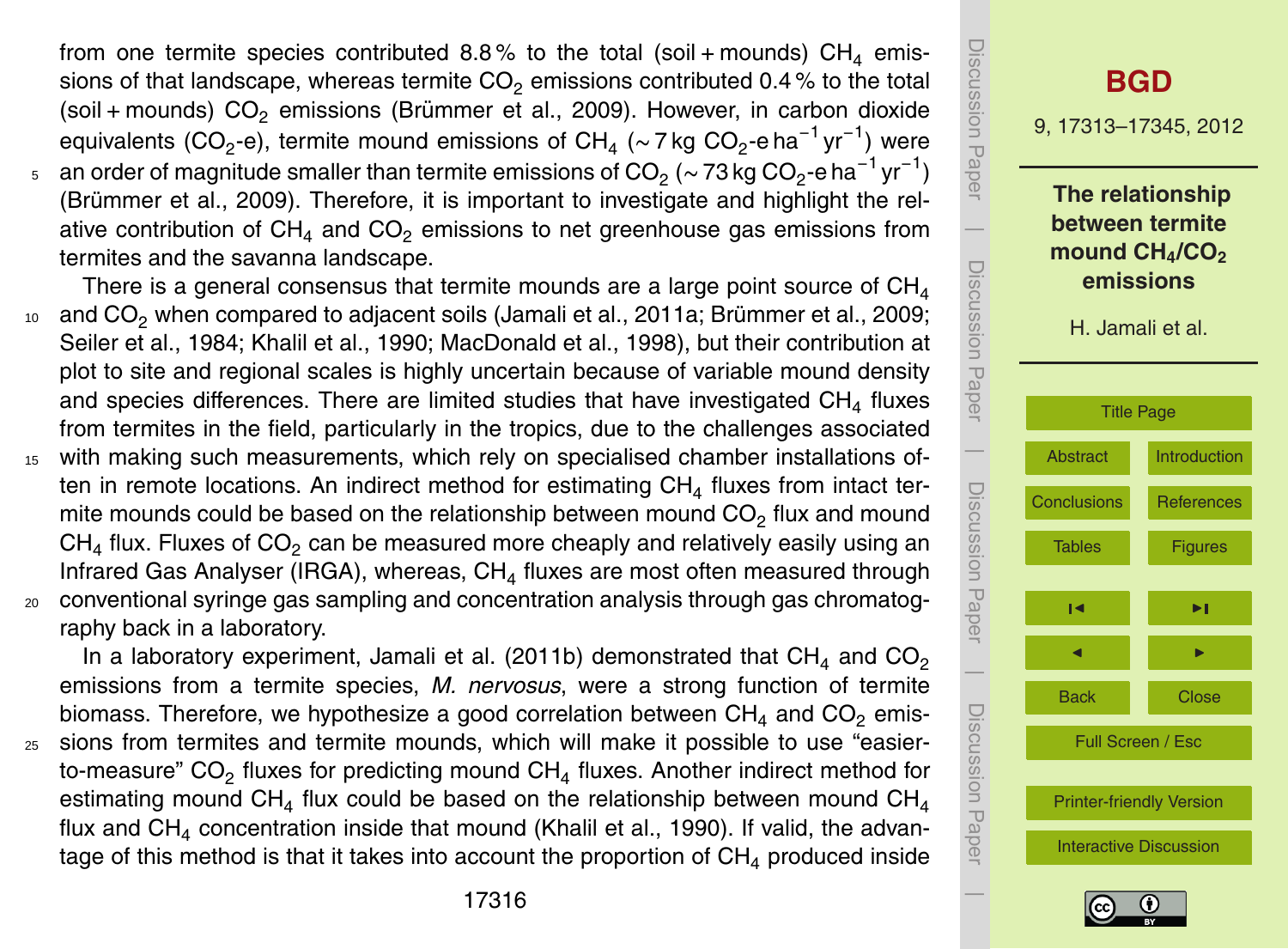from one termite species contributed 8.8 % to the total (soil + mounds) $CH_4$ emissions of that landscape, whereas termite $CO_2$ emissions contributed 0.4 % to the total (soil + mounds) $CO_2$ emissions (Brümmer et al., 2009). However, in carbon dioxide equivalents ($CO_2$-e), termite mound emissions of $CH_4$ (~ 7 kg $CO_2$-e $ha^{-1}$ $yr^{-1}$) were an order of magnitude smaller than termite emissions of $CO_2$ (~ 73 kg $CO_2$-e $ha^{-1}$ $yr^{-1}$) (Brümmer et al., 2009). Therefore, it is important to investigate and highlight the relative contribution of $CH_4$ and $CO_2$ emissions to net greenhouse gas emissions from termites and the savanna landscape.

There is a general consensus that termite mounds are a large point source of $CH_4$ and $CO_2$ when compared to adjacent soils (Jamali et al., 2011a; Brümmer et al., 2009; Seiler et al., 1984; Khalil et al., 1990; MacDonald et al., 1998), but their contribution at plot to site and regional scales is highly uncertain because of variable mound density and species differences. There are limited studies that have investigated $CH_4$ fluxes from termites in the field, particularly in the tropics, due to the challenges associated with making such measurements, which rely on specialised chamber installations often in remote locations. An indirect method for estimating $CH_4$ fluxes from intact termite mounds could be based on the relationship between mound $CO_2$ flux and mound $CH_4$ flux. Fluxes of $CO_2$ can be measured more cheaply and relatively easily using an Infrared Gas Analyser (IRGA), whereas, $CH_4$ fluxes are most often measured through conventional syringe gas sampling and concentration analysis through gas chromatography back in a laboratory.

In a laboratory experiment, Jamali et al. (2011b) demonstrated that $CH_4$ and $CO_2$ emissions from a termite species, *M. nervosus*, were a strong function of termite biomass. Therefore, we hypothesize a good correlation between $CH_4$ and $CO_2$ emissions from termites and termite mounds, which will make it possible to use "easier-to-measure" $CO_2$ fluxes for predicting mound $CH_4$ fluxes. Another indirect method for estimating mound $CH_4$ flux could be based on the relationship between mound $CH_4$ flux and $CH_4$ concentration inside that mound (Khalil et al., 1990). If valid, the advantage of this method is that it takes into account the proportion of $CH_4$ produced inside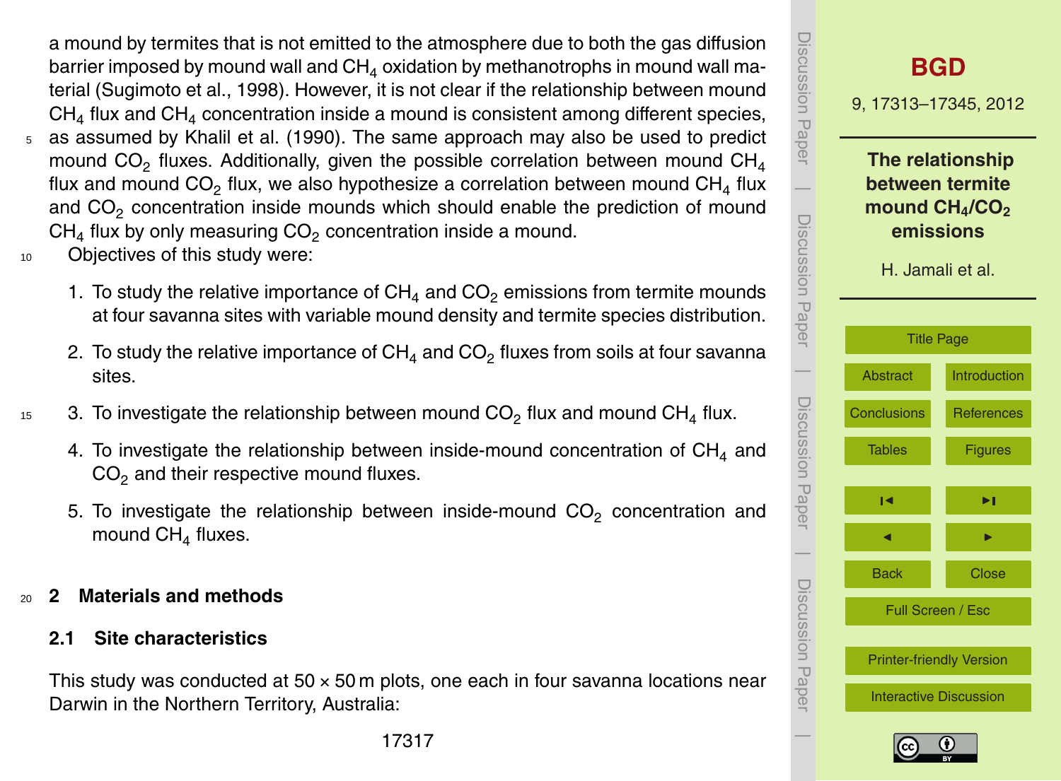a mound by termites that is not emitted to the atmosphere due to both the gas diffusion barrier imposed by mound wall and $CH_4$ oxidation by methanotrophs in mound wall material (Sugimoto et al., 1998). However, it is not clear if the relationship between mound $CH_4$ flux and $CH_4$ concentration inside a mound is consistent among different species, as assumed by Khalil et al. (1990). The same approach may also be used to predict mound $CO_2$ fluxes. Additionally, given the possible correlation between mound $CH_4$ flux and mound $CO_2$ flux, we also hypothesize a correlation between mound $CH_4$ flux and $CO_2$ concentration inside mounds which should enable the prediction of mound $CH_4$ flux by only measuring $CO_2$ concentration inside a mound.

Objectives of this study were:

1. To study the relative importance of $CH_4$ and $CO_2$ emissions from termite mounds at four savanna sites with variable mound density and termite species distribution.
2. To study the relative importance of $CH_4$ and $CO_2$ fluxes from soils at four savanna sites.
3. To investigate the relationship between mound $CO_2$ flux and mound $CH_4$ flux.
4. To investigate the relationship between inside-mound concentration of $CH_4$ and $CO_2$ and their respective mound fluxes.
5. To investigate the relationship between inside-mound $CO_2$ concentration and mound $CH_4$ fluxes.

## 2 Materials and methods

### 2.1 Site characteristics

This study was conducted at 50 × 50 m plots, one each in four savanna locations near Darwin in the Northern Territory, Australia: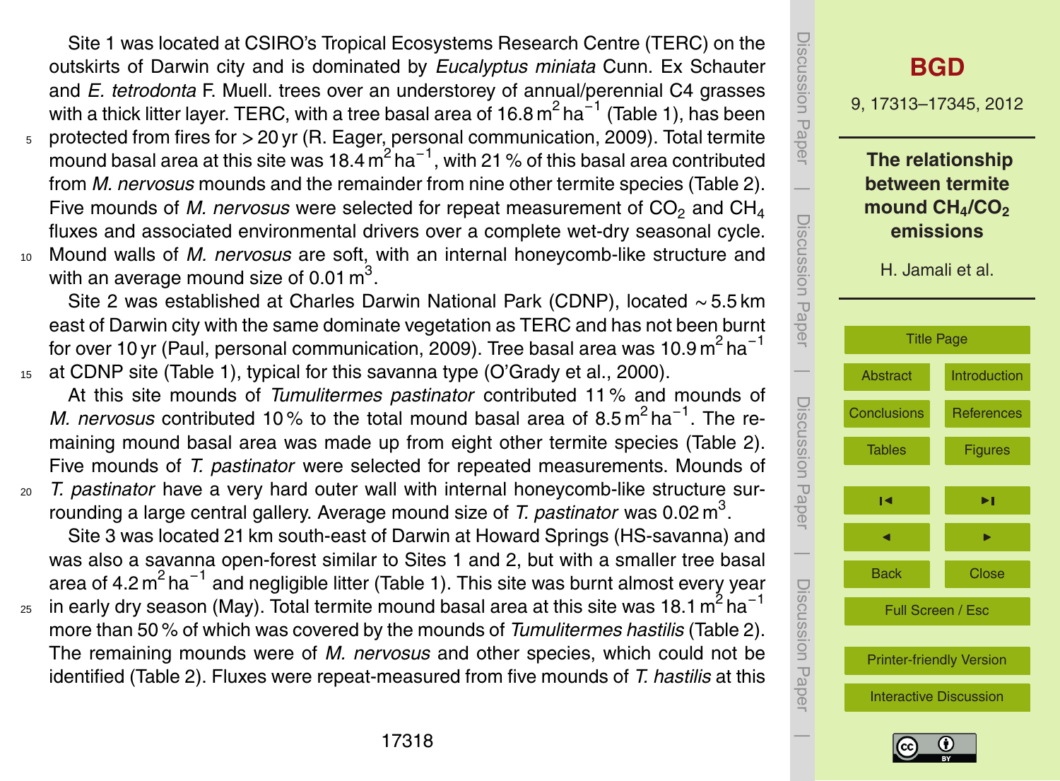Site 1 was located at CSIRO's Tropical Ecosystems Research Centre (TERC) on the outskirts of Darwin city and is dominated by *Eucalyptus miniata* Cunn. Ex Schauter and *E. tetrodonta* F. Muell. trees over an understorey of annual/perennial C4 grasses with a thick litter layer. TERC, with a tree basal area of 16.8 $m^2\,ha^{-1}$ (Table 1), has been protected from fires for > 20 yr (R. Eager, personal communication, 2009). Total termite mound basal area at this site was 18.4 $m^2\,ha^{-1}$, with 21 % of this basal area contributed from *M. nervosus* mounds and the remainder from nine other termite species (Table 2). Five mounds of *M. nervosus* were selected for repeat measurement of $CO_2$ and $CH_4$ fluxes and associated environmental drivers over a complete wet-dry seasonal cycle. Mound walls of *M. nervosus* are soft, with an internal honeycomb-like structure and with an average mound size of 0.01 $m^3$.

Site 2 was established at Charles Darwin National Park (CDNP), located ~5.5 km east of Darwin city with the same dominate vegetation as TERC and has not been burnt for over 10 yr (Paul, personal communication, 2009). Tree basal area was 10.9 $m^2\,ha^{-1}$ at CDNP site (Table 1), typical for this savanna type (O'Grady et al., 2000).

At this site mounds of *Tumulitermes pastinator* contributed 11 % and mounds of *M. nervosus* contributed 10 % to the total mound basal area of 8.5 $m^2\,ha^{-1}$. The remaining mound basal area was made up from eight other termite species (Table 2). Five mounds of *T. pastinator* were selected for repeated measurements. Mounds of *T. pastinator* have a very hard outer wall with internal honeycomb-like structure surrounding a large central gallery. Average mound size of *T. pastinator* was 0.02 $m^3$.

Site 3 was located 21 km south-east of Darwin at Howard Springs (HS-savanna) and was also a savanna open-forest similar to Sites 1 and 2, but with a smaller tree basal area of 4.2 $m^2\,ha^{-1}$ and negligible litter (Table 1). This site was burnt almost every year in early dry season (May). Total termite mound basal area at this site was 18.1 $m^2\,ha^{-1}$ more than 50 % of which was covered by the mounds of *Tumulitermes hastilis* (Table 2). The remaining mounds were of *M. nervosus* and other species, which could not be identified (Table 2). Fluxes were repeat-measured from five mounds of *T. hastilis* at this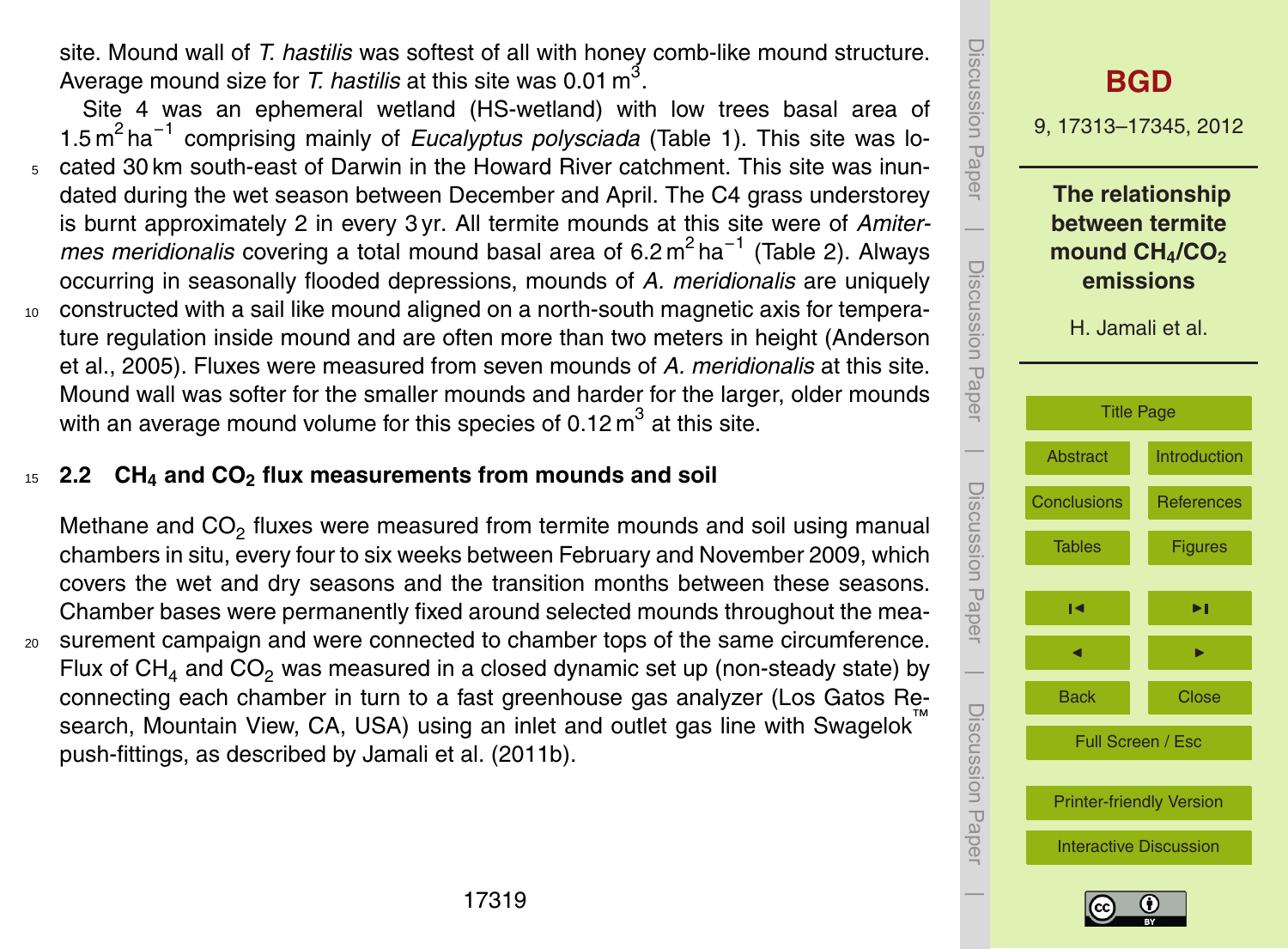site. Mound wall of *T. hastilis* was softest of all with honey comb-like mound structure. Average mound size for *T. hastilis* at this site was 0.01 $m^3$.

Site 4 was an ephemeral wetland (HS-wetland) with low trees basal area of 1.5 $m^2\,ha^{-1}$ comprising mainly of *Eucalyptus polysciada* (Table 1). This site was located 30 km south-east of Darwin in the Howard River catchment. This site was inundated during the wet season between December and April. The C4 grass understorey is burnt approximately 2 in every 3 yr. All termite mounds at this site were of *Amitermes meridionalis* covering a total mound basal area of 6.2 $m^2\,ha^{-1}$ (Table 2). Always occurring in seasonally flooded depressions, mounds of *A. meridionalis* are uniquely constructed with a sail like mound aligned on a north-south magnetic axis for temperature regulation inside mound and are often more than two meters in height (Anderson et al., 2005). Fluxes were measured from seven mounds of *A. meridionalis* at this site. Mound wall was softer for the smaller mounds and harder for the larger, older mounds with an average mound volume for this species of 0.12 $m^3$ at this site.

## 2.2 $CH_4$ and $CO_2$ flux measurements from mounds and soil

Methane and $CO_2$ fluxes were measured from termite mounds and soil using manual chambers in situ, every four to six weeks between February and November 2009, which covers the wet and dry seasons and the transition months between these seasons. Chamber bases were permanently fixed around selected mounds throughout the measurement campaign and were connected to chamber tops of the same circumference. Flux of $CH_4$ and $CO_2$ was measured in a closed dynamic set up (non-steady state) by connecting each chamber in turn to a fast greenhouse gas analyzer (Los Gatos Research, Mountain View, CA, USA) using an inlet and outlet gas line with Swagelok™ push-fittings, as described by Jamali et al. (2011b).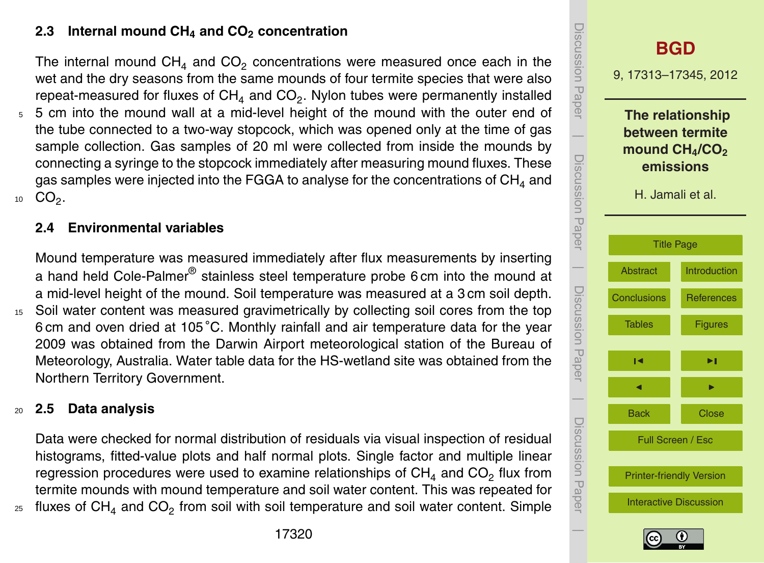### 2.3 Internal mound $CH_4$ and $CO_2$ concentration

The internal mound $CH_4$ and $CO_2$ concentrations were measured once each in the wet and the dry seasons from the same mounds of four termite species that were also repeat-measured for fluxes of $CH_4$ and $CO_2$. Nylon tubes were permanently installed 5 cm into the mound wall at a mid-level height of the mound with the outer end of the tube connected to a two-way stopcock, which was opened only at the time of gas sample collection. Gas samples of 20 ml were collected from inside the mounds by connecting a syringe to the stopcock immediately after measuring mound fluxes. These gas samples were injected into the FGGA to analyse for the concentrations of $CH_4$ and $CO_2$.

### 2.4 Environmental variables

Mound temperature was measured immediately after flux measurements by inserting a hand held Cole-Palmer® stainless steel temperature probe 6 cm into the mound at a mid-level height of the mound. Soil temperature was measured at a 3 cm soil depth. Soil water content was measured gravimetrically by collecting soil cores from the top 6 cm and oven dried at 105 °C. Monthly rainfall and air temperature data for the year 2009 was obtained from the Darwin Airport meteorological station of the Bureau of Meteorology, Australia. Water table data for the HS-wetland site was obtained from the Northern Territory Government.

### 2.5 Data analysis

Data were checked for normal distribution of residuals via visual inspection of residual histograms, fitted-value plots and half normal plots. Single factor and multiple linear regression procedures were used to examine relationships of $CH_4$ and $CO_2$ flux from termite mounds with mound temperature and soil water content. This was repeated for fluxes of $CH_4$ and $CO_2$ from soil with soil temperature and soil water content. Simple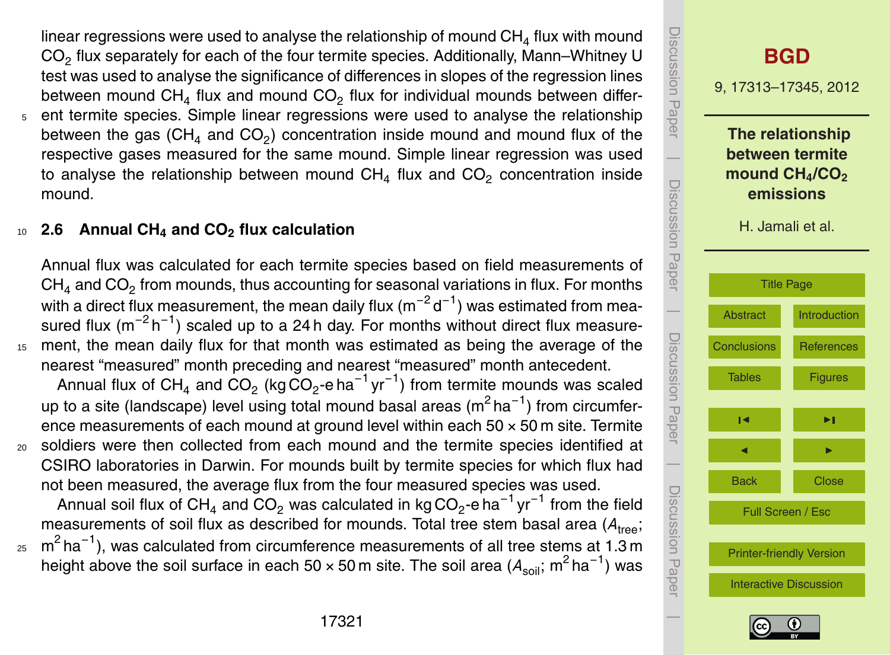linear regressions were used to analyse the relationship of mound $CH_4$ flux with mound $CO_2$ flux separately for each of the four termite species. Additionally, Mann–Whitney U test was used to analyse the significance of differences in slopes of the regression lines between mound $CH_4$ flux and mound $CO_2$ flux for individual mounds between different termite species. Simple linear regressions were used to analyse the relationship between the gas ($CH_4$ and $CO_2$) concentration inside mound and mound flux of the respective gases measured for the same mound. Simple linear regression was used to analyse the relationship between mound $CH_4$ flux and $CO_2$ concentration inside mound.

### 2.6 Annual $CH_4$ and $CO_2$ flux calculation

Annual flux was calculated for each termite species based on field measurements of $CH_4$ and $CO_2$ from mounds, thus accounting for seasonal variations in flux. For months with a direct flux measurement, the mean daily flux ($m^{-2}\,d^{-1}$) was estimated from measured flux ($m^{-2}\,h^{-1}$) scaled up to a 24 h day. For months without direct flux measurement, the mean daily flux for that month was estimated as being the average of the nearest "measured" month preceding and nearest "measured" month antecedent.

Annual flux of $CH_4$ and $CO_2$ (kg $CO_2$-e $ha^{-1}\,yr^{-1}$) from termite mounds was scaled up to a site (landscape) level using total mound basal areas ($m^2\,ha^{-1}$) from circumference measurements of each mound at ground level within each 50 × 50 m site. Termite soldiers were then collected from each mound and the termite species identified at CSIRO laboratories in Darwin. For mounds built by termite species for which flux had not been measured, the average flux from the four measured species was used.

Annual soil flux of $CH_4$ and $CO_2$ was calculated in kg $CO_2$-e $ha^{-1}\,yr^{-1}$ from the field measurements of soil flux as described for mounds. Total tree stem basal area ($A_{tree}$; $m^2\,ha^{-1}$), was calculated from circumference measurements of all tree stems at 1.3 m height above the soil surface in each 50 × 50 m site. The soil area ($A_{soil}$; $m^2\,ha^{-1}$) was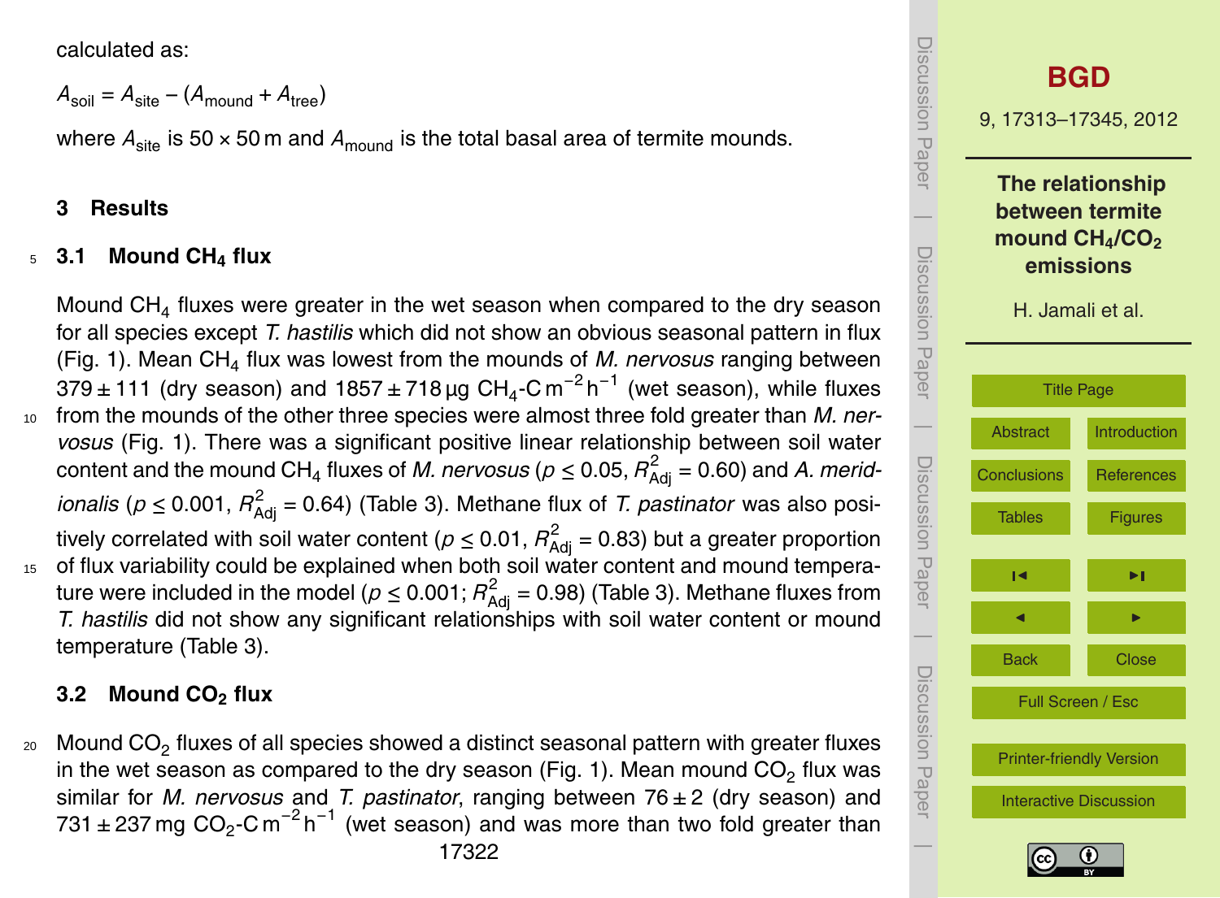calculated as:

$$A_{soil} = A_{site} - (A_{mound} + A_{tree})$$

where $A_{site}$ is 50 × 50 m and $A_{mound}$ is the total basal area of termite mounds.

## 3 Results

### 3.1 Mound $CH_4$ flux

Mound $CH_4$ fluxes were greater in the wet season when compared to the dry season for all species except *T. hastilis* which did not show an obvious seasonal pattern in flux (Fig. 1). Mean $CH_4$ flux was lowest from the mounds of *M. nervosus* ranging between 379 ± 111 (dry season) and 1857 ± 718 µg $CH_4$-C $m^{-2}$ $h^{-1}$ (wet season), while fluxes from the mounds of the other three species were almost three fold greater than *M. nervosus* (Fig. 1). There was a significant positive linear relationship between soil water content and the mound $CH_4$ fluxes of *M. nervosus* ($p \leq 0.05$, $R^2_{Adj} = 0.60$) and *A. meridionalis* ($p \leq 0.001$, $R^2_{Adj} = 0.64$) (Table 3). Methane flux of *T. pastinator* was also positively correlated with soil water content ($p \leq 0.01$, $R^2_{Adj} = 0.83$) but a greater proportion of flux variability could be explained when both soil water content and mound temperature were included in the model ($p \leq 0.001$; $R^2_{Adj} = 0.98$) (Table 3). Methane fluxes from *T. hastilis* did not show any significant relationships with soil water content or mound temperature (Table 3).

### 3.2 Mound $CO_2$ flux

Mound $CO_2$ fluxes of all species showed a distinct seasonal pattern with greater fluxes in the wet season as compared to the dry season (Fig. 1). Mean mound $CO_2$ flux was similar for *M. nervosus* and *T. pastinator*, ranging between 76 ± 2 (dry season) and 731 ± 237 mg $CO_2$-C $m^{-2}$ $h^{-1}$ (wet season) and was more than two fold greater than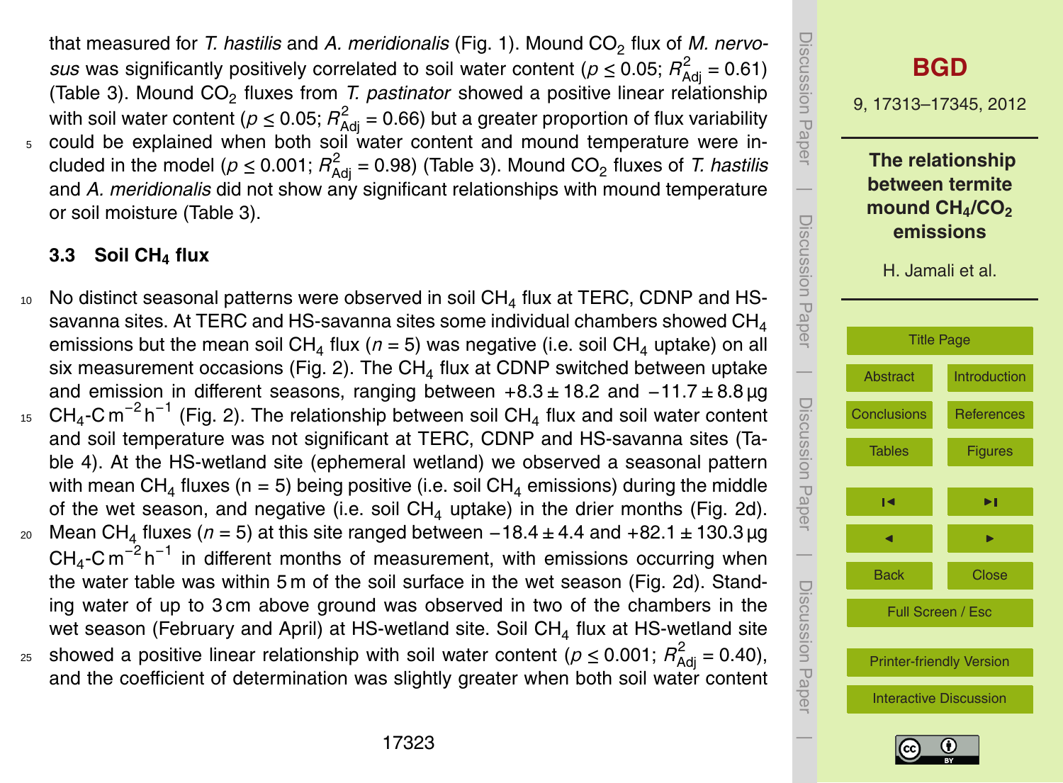that measured for *T. hastilis* and *A. meridionalis* (Fig. 1). Mound $CO_2$ flux of *M. nervosus* was significantly positively correlated to soil water content ($p \leq 0.05$; $R^2_{Adj} = 0.61$) (Table 3). Mound $CO_2$ fluxes from *T. pastinator* showed a positive linear relationship with soil water content ($p \leq 0.05$; $R^2_{Adj} = 0.66$) but a greater proportion of flux variability could be explained when both soil water content and mound temperature were included in the model ($p \leq 0.001$; $R^2_{Adj} = 0.98$) (Table 3). Mound $CO_2$ fluxes of *T. hastilis* and *A. meridionalis* did not show any significant relationships with mound temperature or soil moisture (Table 3).

### 3.3 Soil $CH_4$ flux

No distinct seasonal patterns were observed in soil $CH_4$ flux at TERC, CDNP and HS-savanna sites. At TERC and HS-savanna sites some individual chambers showed $CH_4$ emissions but the mean soil $CH_4$ flux ($n = 5$) was negative (i.e. soil $CH_4$ uptake) on all six measurement occasions (Fig. 2). The $CH_4$ flux at CDNP switched between uptake and emission in different seasons, ranging between $+8.3 \pm 18.2$ and $-11.7 \pm 8.8$ µg $CH_4$-C m$^{-2}$ h$^{-1}$ (Fig. 2). The relationship between soil $CH_4$ flux and soil water content and soil temperature was not significant at TERC, CDNP and HS-savanna sites (Table 4). At the HS-wetland site (ephemeral wetland) we observed a seasonal pattern with mean $CH_4$ fluxes (n = 5) being positive (i.e. soil $CH_4$ emissions) during the middle of the wet season, and negative (i.e. soil $CH_4$ uptake) in the drier months (Fig. 2d). Mean $CH_4$ fluxes ($n = 5$) at this site ranged between $-18.4 \pm 4.4$ and $+82.1 \pm 130.3$ µg $CH_4$-C m$^{-2}$ h$^{-1}$ in different months of measurement, with emissions occurring when the water table was within 5 m of the soil surface in the wet season (Fig. 2d). Standing water of up to 3 cm above ground was observed in two of the chambers in the wet season (February and April) at HS-wetland site. Soil $CH_4$ flux at HS-wetland site showed a positive linear relationship with soil water content ($p \leq 0.001$; $R^2_{Adj} = 0.40$), and the coefficient of determination was slightly greater when both soil water content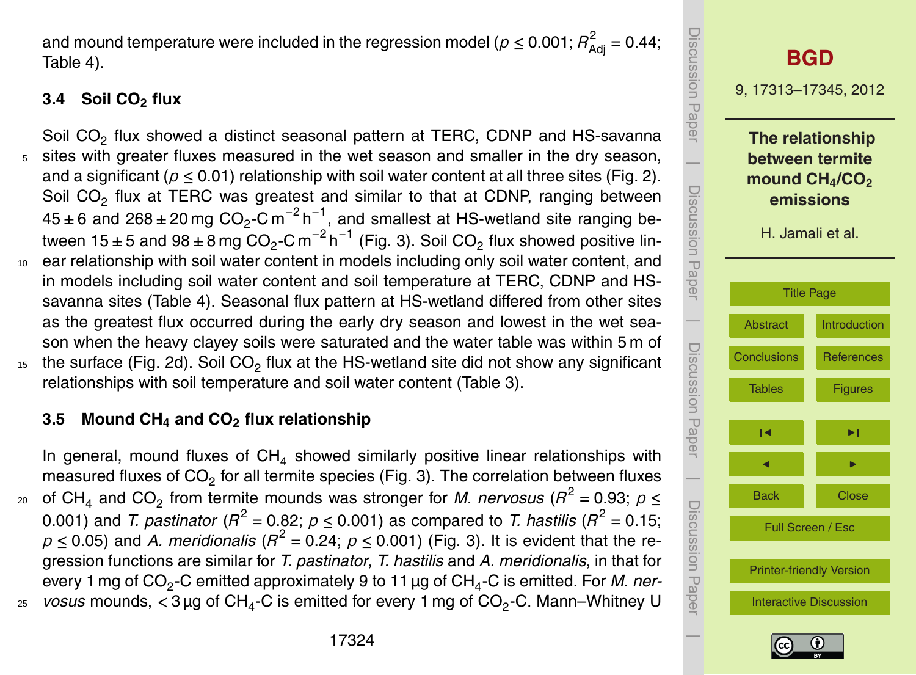and mound temperature were included in the regression model ($p \leq 0.001$; $R^2_{\text{Adj}} = 0.44$; Table 4).

### 3.4 Soil $CO_2$ flux

Soil $CO_2$ flux showed a distinct seasonal pattern at TERC, CDNP and HS-savanna sites with greater fluxes measured in the wet season and smaller in the dry season, and a significant ($p \leq 0.01$) relationship with soil water content at all three sites (Fig. 2). Soil $CO_2$ flux at TERC was greatest and similar to that at CDNP, ranging between $45 \pm 6$ and $268 \pm 20$ mg $CO_2$-C m$^{-2}$ h$^{-1}$, and smallest at HS-wetland site ranging between $15 \pm 5$ and $98 \pm 8$ mg $CO_2$-C m$^{-2}$ h$^{-1}$ (Fig. 3). Soil $CO_2$ flux showed positive linear relationship with soil water content in models including only soil water content, and in models including soil water content and soil temperature at TERC, CDNP and HS-savanna sites (Table 4). Seasonal flux pattern at HS-wetland differed from other sites as the greatest flux occurred during the early dry season and lowest in the wet season when the heavy clayey soils were saturated and the water table was within 5 m of the surface (Fig. 2d). Soil $CO_2$ flux at the HS-wetland site did not show any significant relationships with soil temperature and soil water content (Table 3).

### 3.5 Mound $CH_4$ and $CO_2$ flux relationship

In general, mound fluxes of $CH_4$ showed similarly positive linear relationships with measured fluxes of $CO_2$ for all termite species (Fig. 3). The correlation between fluxes of $CH_4$ and $CO_2$ from termite mounds was stronger for *M. nervosus* ($R^2 = 0.93$; $p \leq 0.001$) and *T. pastinator* ($R^2 = 0.82$; $p \leq 0.001$) as compared to *T. hastilis* ($R^2 = 0.15$; $p \leq 0.05$) and *A. meridionalis* ($R^2 = 0.24$; $p \leq 0.001$) (Fig. 3). It is evident that the regression functions are similar for *T. pastinator*, *T. hastilis* and *A. meridionalis*, in that for every 1 mg of $CO_2$-C emitted approximately 9 to 11 µg of $CH_4$-C is emitted. For *M. nervosus* mounds, < 3 µg of $CH_4$-C is emitted for every 1 mg of $CO_2$-C. Mann–Whitney U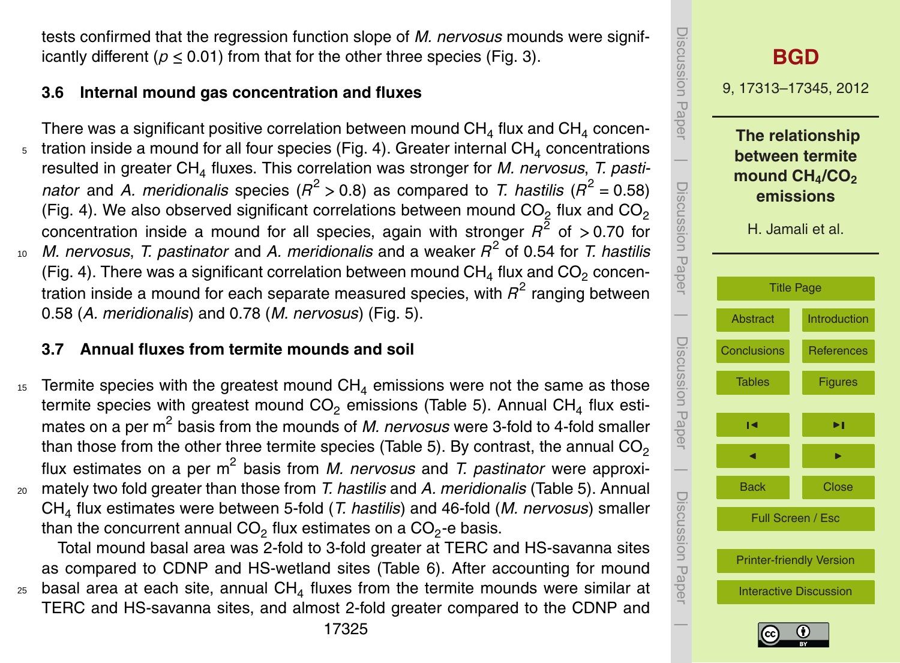tests confirmed that the regression function slope of *M. nervosus* mounds were significantly different ($p \leq 0.01$) from that for the other three species (Fig. 3).

### 3.6 Internal mound gas concentration and fluxes

There was a significant positive correlation between mound $CH_4$ flux and $CH_4$ concentration inside a mound for all four species (Fig. 4). Greater internal $CH_4$ concentrations resulted in greater $CH_4$ fluxes. This correlation was stronger for *M. nervosus*, *T. pastinator* and *A. meridionalis* species ($R^2 > 0.8$) as compared to *T. hastilis* ($R^2 = 0.58$) (Fig. 4). We also observed significant correlations between mound $CO_2$ flux and $CO_2$ concentration inside a mound for all species, again with stronger $R^2$ of $>0.70$ for *M. nervosus*, *T. pastinator* and *A. meridionalis* and a weaker $R^2$ of 0.54 for *T. hastilis* (Fig. 4). There was a significant correlation between mound $CH_4$ flux and $CO_2$ concentration inside a mound for each separate measured species, with $R^2$ ranging between 0.58 (*A. meridionalis*) and 0.78 (*M. nervosus*) (Fig. 5).

### 3.7 Annual fluxes from termite mounds and soil

Termite species with the greatest mound $CH_4$ emissions were not the same as those termite species with greatest mound $CO_2$ emissions (Table 5). Annual $CH_4$ flux estimates on a per $m^2$ basis from the mounds of *M. nervosus* were 3-fold to 4-fold smaller than those from the other three termite species (Table 5). By contrast, the annual $CO_2$ flux estimates on a per $m^2$ basis from *M. nervosus* and *T. pastinator* were approximately two fold greater than those from *T. hastilis* and *A. meridionalis* (Table 5). Annual $CH_4$ flux estimates were between 5-fold (*T. hastilis*) and 46-fold (*M. nervosus*) smaller than the concurrent annual $CO_2$ flux estimates on a $CO_2$-e basis.

Total mound basal area was 2-fold to 3-fold greater at TERC and HS-savanna sites as compared to CDNP and HS-wetland sites (Table 6). After accounting for mound basal area at each site, annual $CH_4$ fluxes from the termite mounds were similar at TERC and HS-savanna sites, and almost 2-fold greater compared to the CDNP and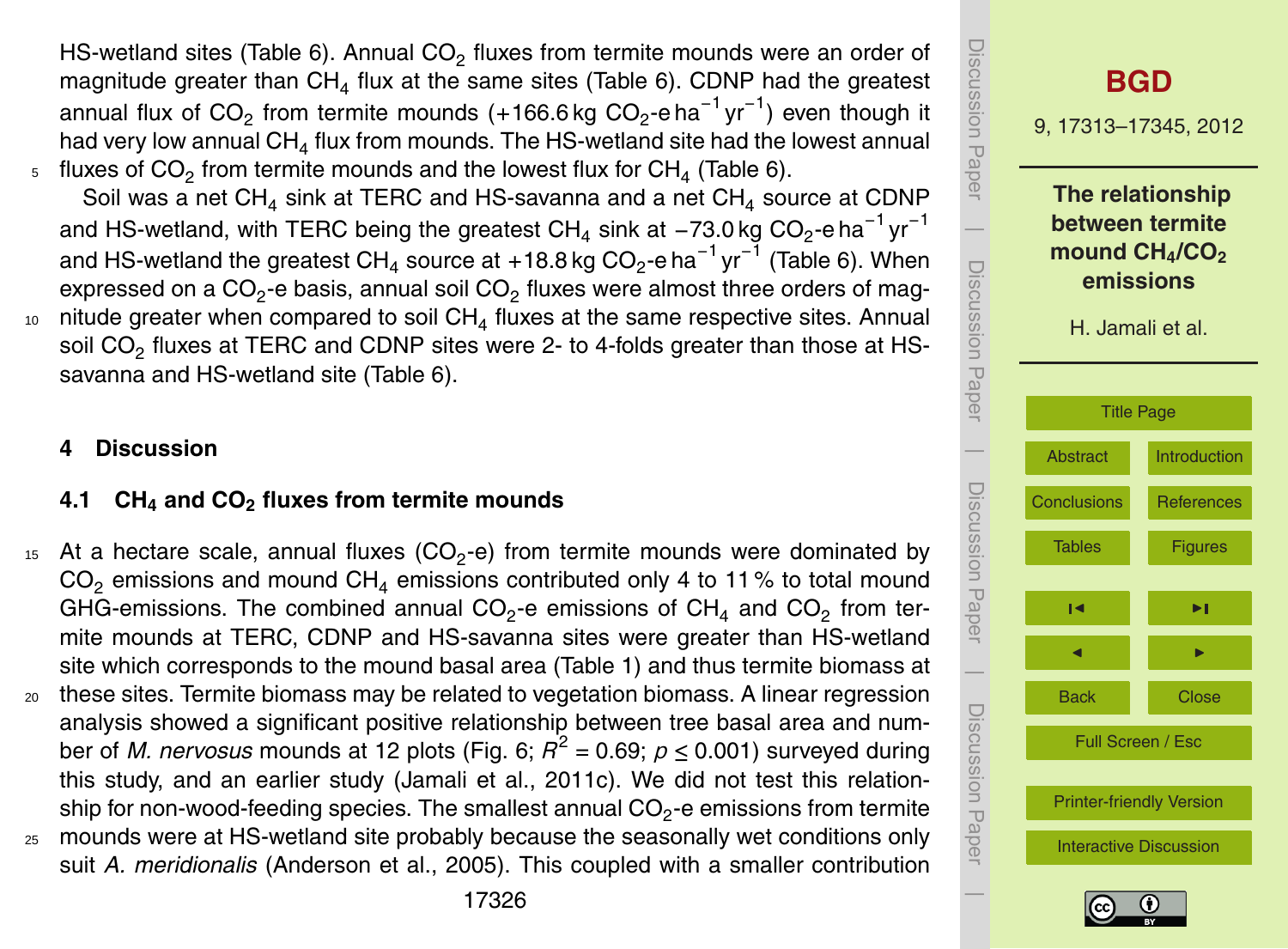HS-wetland sites (Table 6). Annual $CO_2$ fluxes from termite mounds were an order of magnitude greater than $CH_4$ flux at the same sites (Table 6). CDNP had the greatest annual flux of $CO_2$ from termite mounds (+166.6 kg $CO_2$-e $ha^{-1}$ $yr^{-1}$) even though it had very low annual $CH_4$ flux from mounds. The HS-wetland site had the lowest annual fluxes of $CO_2$ from termite mounds and the lowest flux for $CH_4$ (Table 6).

Soil was a net $CH_4$ sink at TERC and HS-savanna and a net $CH_4$ source at CDNP and HS-wetland, with TERC being the greatest $CH_4$ sink at −73.0 kg $CO_2$-e $ha^{-1}$ $yr^{-1}$ and HS-wetland the greatest $CH_4$ source at +18.8 kg $CO_2$-e $ha^{-1}$ $yr^{-1}$ (Table 6). When expressed on a $CO_2$-e basis, annual soil $CO_2$ fluxes were almost three orders of magnitude greater when compared to soil $CH_4$ fluxes at the same respective sites. Annual soil $CO_2$ fluxes at TERC and CDNP sites were 2- to 4-folds greater than those at HS-savanna and HS-wetland site (Table 6).

## 4 Discussion

### 4.1 $CH_4$ and $CO_2$ fluxes from termite mounds

At a hectare scale, annual fluxes ($CO_2$-e) from termite mounds were dominated by $CO_2$ emissions and mound $CH_4$ emissions contributed only 4 to 11 % to total mound GHG-emissions. The combined annual $CO_2$-e emissions of $CH_4$ and $CO_2$ from termite mounds at TERC, CDNP and HS-savanna sites were greater than HS-wetland site which corresponds to the mound basal area (Table 1) and thus termite biomass at these sites. Termite biomass may be related to vegetation biomass. A linear regression analysis showed a significant positive relationship between tree basal area and number of *M. nervosus* mounds at 12 plots (Fig. 6; $R^2 = 0.69$; $p \leq 0.001$) surveyed during this study, and an earlier study (Jamali et al., 2011c). We did not test this relationship for non-wood-feeding species. The smallest annual $CO_2$-e emissions from termite mounds were at HS-wetland site probably because the seasonally wet conditions only suit *A. meridionalis* (Anderson et al., 2005). This coupled with a smaller contribution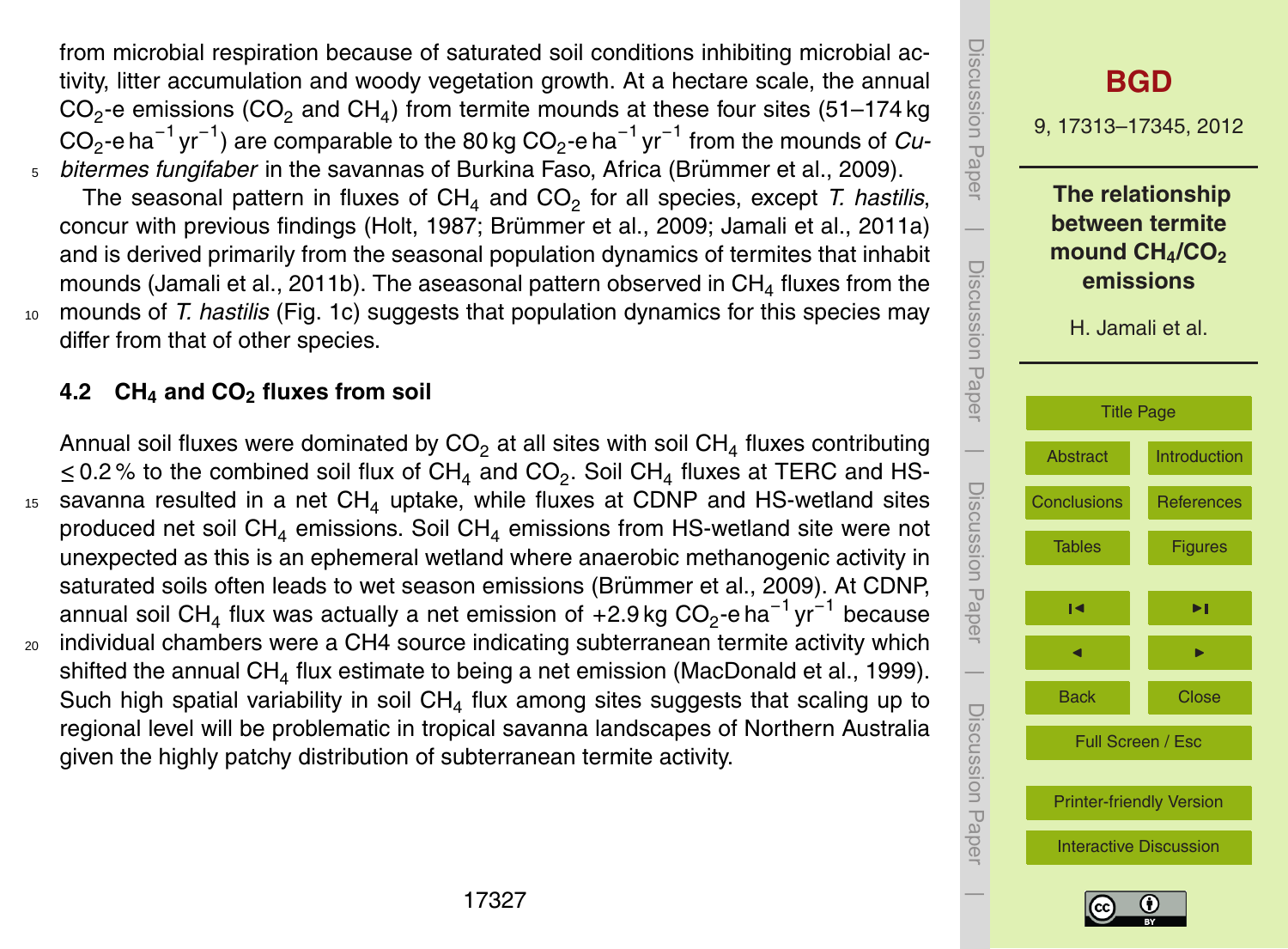from microbial respiration because of saturated soil conditions inhibiting microbial activity, litter accumulation and woody vegetation growth. At a hectare scale, the annual $CO_2$-e emissions ($CO_2$ and $CH_4$) from termite mounds at these four sites (51–174 kg $CO_2$-e $ha^{-1}$ $yr^{-1}$) are comparable to the 80 kg $CO_2$-e $ha^{-1}$ $yr^{-1}$ from the mounds of *Cubitermes fungifaber* in the savannas of Burkina Faso, Africa (Brümmer et al., 2009).

The seasonal pattern in fluxes of $CH_4$ and $CO_2$ for all species, except *T. hastilis*, concur with previous findings (Holt, 1987; Brümmer et al., 2009; Jamali et al., 2011a) and is derived primarily from the seasonal population dynamics of termites that inhabit mounds (Jamali et al., 2011b). The aseasonal pattern observed in $CH_4$ fluxes from the mounds of *T. hastilis* (Fig. 1c) suggests that population dynamics for this species may differ from that of other species.

### 4.2 $CH_4$ and $CO_2$ fluxes from soil

Annual soil fluxes were dominated by $CO_2$ at all sites with soil $CH_4$ fluxes contributing $\leq$ 0.2 % to the combined soil flux of $CH_4$ and $CO_2$. Soil $CH_4$ fluxes at TERC and HS-savanna resulted in a net $CH_4$ uptake, while fluxes at CDNP and HS-wetland sites produced net soil $CH_4$ emissions. Soil $CH_4$ emissions from HS-wetland site were not unexpected as this is an ephemeral wetland where anaerobic methanogenic activity in saturated soils often leads to wet season emissions (Brümmer et al., 2009). At CDNP, annual soil $CH_4$ flux was actually a net emission of +2.9 kg $CO_2$-e $ha^{-1}$ $yr^{-1}$ because individual chambers were a CH4 source indicating subterranean termite activity which shifted the annual $CH_4$ flux estimate to being a net emission (MacDonald et al., 1999). Such high spatial variability in soil $CH_4$ flux among sites suggests that scaling up to regional level will be problematic in tropical savanna landscapes of Northern Australia given the highly patchy distribution of subterranean termite activity.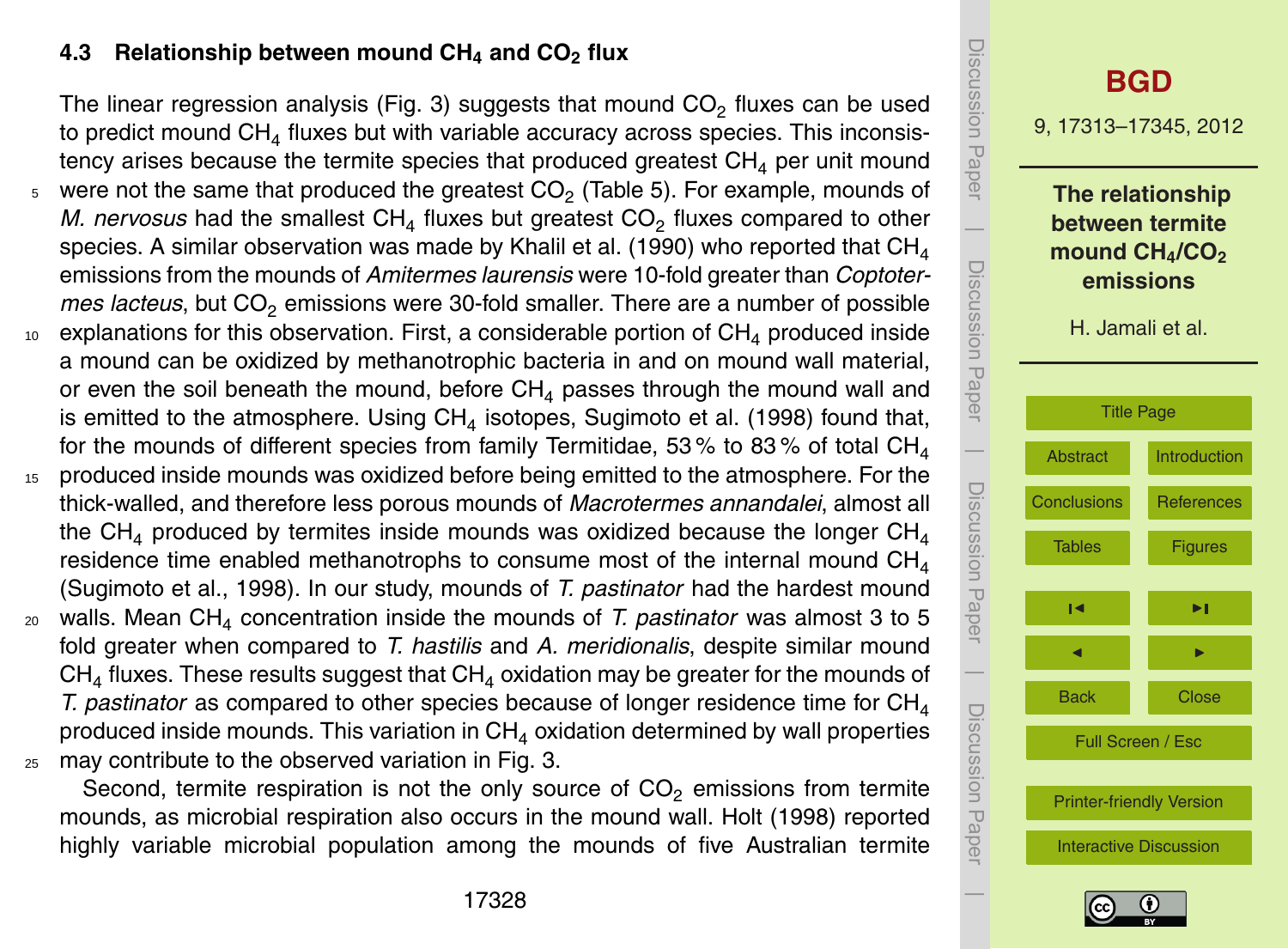### 4.3 Relationship between mound $CH_4$ and $CO_2$ flux

The linear regression analysis (Fig. 3) suggests that mound $CO_2$ fluxes can be used to predict mound $CH_4$ fluxes but with variable accuracy across species. This inconsistency arises because the termite species that produced greatest $CH_4$ per unit mound were not the same that produced the greatest $CO_2$ (Table 5). For example, mounds of *M. nervosus* had the smallest $CH_4$ fluxes but greatest $CO_2$ fluxes compared to other species. A similar observation was made by Khalil et al. (1990) who reported that $CH_4$ emissions from the mounds of *Amitermes laurensis* were 10-fold greater than *Coptotermes lacteus*, but $CO_2$ emissions were 30-fold smaller. There are a number of possible explanations for this observation. First, a considerable portion of $CH_4$ produced inside a mound can be oxidized by methanotrophic bacteria in and on mound wall material, or even the soil beneath the mound, before $CH_4$ passes through the mound wall and is emitted to the atmosphere. Using $CH_4$ isotopes, Sugimoto et al. (1998) found that, for the mounds of different species from family Termitidae, 53 % to 83 % of total $CH_4$ produced inside mounds was oxidized before being emitted to the atmosphere. For the thick-walled, and therefore less porous mounds of *Macrotermes annandalei*, almost all the $CH_4$ produced by termites inside mounds was oxidized because the longer $CH_4$ residence time enabled methanotrophs to consume most of the internal mound $CH_4$ (Sugimoto et al., 1998). In our study, mounds of *T. pastinator* had the hardest mound walls. Mean $CH_4$ concentration inside the mounds of *T. pastinator* was almost 3 to 5 fold greater when compared to *T. hastilis* and *A. meridionalis*, despite similar mound $CH_4$ fluxes. These results suggest that $CH_4$ oxidation may be greater for the mounds of *T. pastinator* as compared to other species because of longer residence time for $CH_4$ produced inside mounds. This variation in $CH_4$ oxidation determined by wall properties may contribute to the observed variation in Fig. 3.

Second, termite respiration is not the only source of $CO_2$ emissions from termite mounds, as microbial respiration also occurs in the mound wall. Holt (1998) reported highly variable microbial population among the mounds of five Australian termite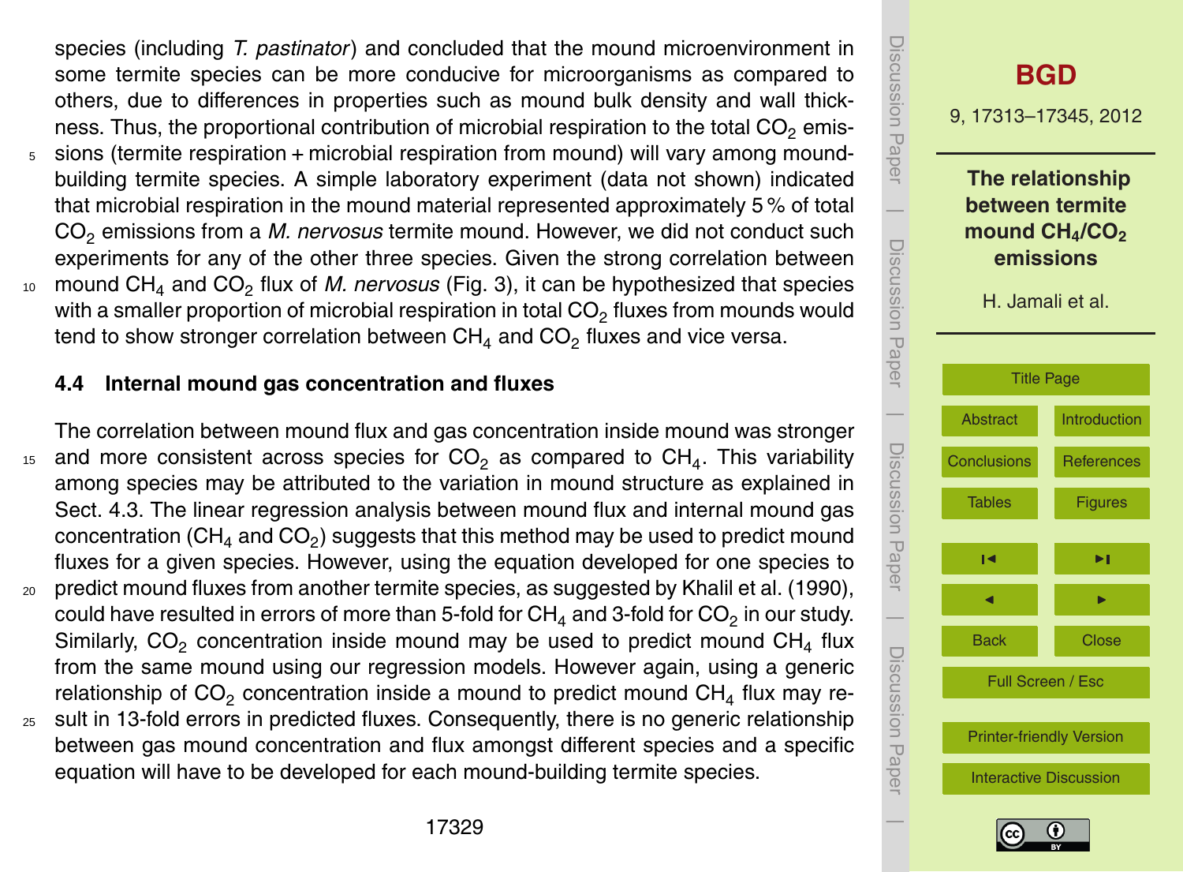species (including *T. pastinator*) and concluded that the mound microenvironment in some termite species can be more conducive for microorganisms as compared to others, due to differences in properties such as mound bulk density and wall thickness. Thus, the proportional contribution of microbial respiration to the total $CO_2$ emissions (termite respiration + microbial respiration from mound) will vary among mound-building termite species. A simple laboratory experiment (data not shown) indicated that microbial respiration in the mound material represented approximately 5 % of total $CO_2$ emissions from a *M. nervosus* termite mound. However, we did not conduct such experiments for any of the other three species. Given the strong correlation between mound $CH_4$ and $CO_2$ flux of *M. nervosus* (Fig. 3), it can be hypothesized that species with a smaller proportion of microbial respiration in total $CO_2$ fluxes from mounds would tend to show stronger correlation between $CH_4$ and $CO_2$ fluxes and vice versa.

### 4.4 Internal mound gas concentration and fluxes

The correlation between mound flux and gas concentration inside mound was stronger and more consistent across species for $CO_2$ as compared to $CH_4$. This variability among species may be attributed to the variation in mound structure as explained in Sect. 4.3. The linear regression analysis between mound flux and internal mound gas concentration ($CH_4$ and $CO_2$) suggests that this method may be used to predict mound fluxes for a given species. However, using the equation developed for one species to predict mound fluxes from another termite species, as suggested by Khalil et al. (1990), could have resulted in errors of more than 5-fold for $CH_4$ and 3-fold for $CO_2$ in our study. Similarly, $CO_2$ concentration inside mound may be used to predict mound $CH_4$ flux from the same mound using our regression models. However again, using a generic relationship of $CO_2$ concentration inside a mound to predict mound $CH_4$ flux may result in 13-fold errors in predicted fluxes. Consequently, there is no generic relationship between gas mound concentration and flux amongst different species and a specific equation will have to be developed for each mound-building termite species.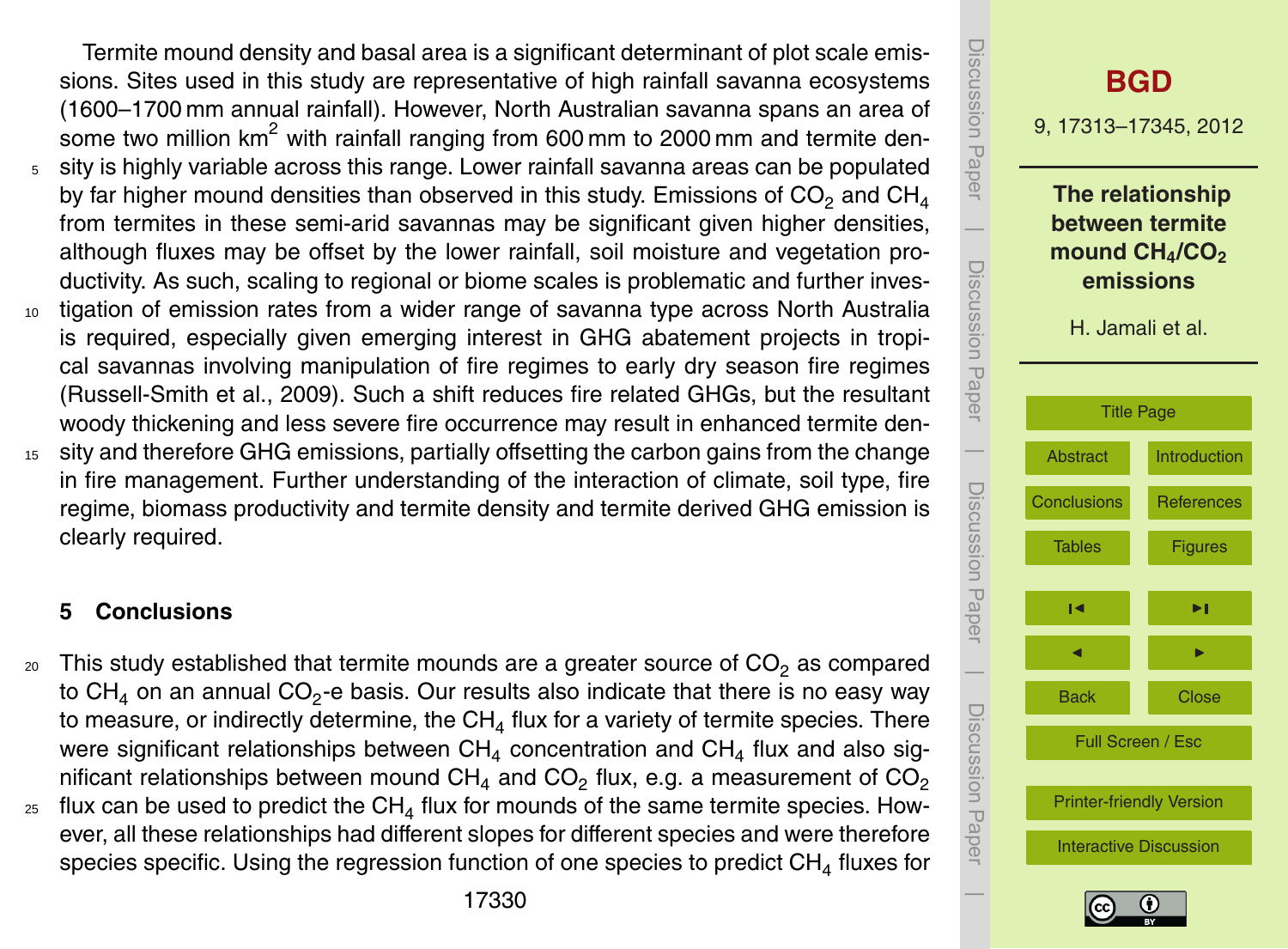Termite mound density and basal area is a significant determinant of plot scale emissions. Sites used in this study are representative of high rainfall savanna ecosystems (1600–1700 mm annual rainfall). However, North Australian savanna spans an area of some two million $km^2$ with rainfall ranging from 600 mm to 2000 mm and termite density is highly variable across this range. Lower rainfall savanna areas can be populated by far higher mound densities than observed in this study. Emissions of $CO_2$ and $CH_4$ from termites in these semi-arid savannas may be significant given higher densities, although fluxes may be offset by the lower rainfall, soil moisture and vegetation productivity. As such, scaling to regional or biome scales is problematic and further investigation of emission rates from a wider range of savanna type across North Australia is required, especially given emerging interest in GHG abatement projects in tropical savannas involving manipulation of fire regimes to early dry season fire regimes (Russell-Smith et al., 2009). Such a shift reduces fire related GHGs, but the resultant woody thickening and less severe fire occurrence may result in enhanced termite density and therefore GHG emissions, partially offsetting the carbon gains from the change in fire management. Further understanding of the interaction of climate, soil type, fire regime, biomass productivity and termite density and termite derived GHG emission is clearly required.

## 5 Conclusions

This study established that termite mounds are a greater source of $CO_2$ as compared to $CH_4$ on an annual $CO_2$-e basis. Our results also indicate that there is no easy way to measure, or indirectly determine, the $CH_4$ flux for a variety of termite species. There were significant relationships between $CH_4$ concentration and $CH_4$ flux and also significant relationships between mound $CH_4$ and $CO_2$ flux, e.g. a measurement of $CO_2$ flux can be used to predict the $CH_4$ flux for mounds of the same termite species. However, all these relationships had different slopes for different species and were therefore species specific. Using the regression function of one species to predict $CH_4$ fluxes for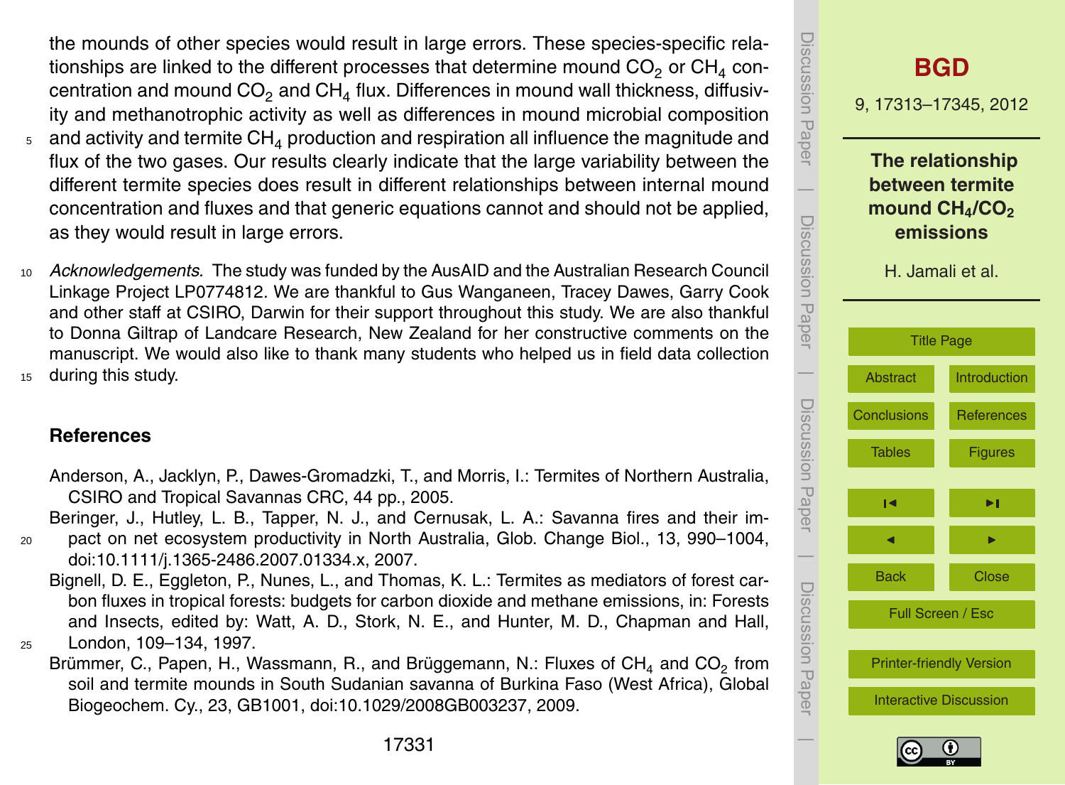the mounds of other species would result in large errors. These species-specific relationships are linked to the different processes that determine mound $CO_2$ or $CH_4$ concentration and mound $CO_2$ and $CH_4$ flux. Differences in mound wall thickness, diffusivity and methanotrophic activity as well as differences in mound microbial composition and activity and termite $CH_4$ production and respiration all influence the magnitude and flux of the two gases. Our results clearly indicate that the large variability between the different termite species does result in different relationships between internal mound concentration and fluxes and that generic equations cannot and should not be applied, as they would result in large errors.

*Acknowledgements.* The study was funded by the AusAID and the Australian Research Council Linkage Project LP0774812. We are thankful to Gus Wanganeen, Tracey Dawes, Garry Cook and other staff at CSIRO, Darwin for their support throughout this study. We are also thankful to Donna Giltrap of Landcare Research, New Zealand for her constructive comments on the manuscript. We would also like to thank many students who helped us in field data collection during this study.

## References

Anderson, A., Jacklyn, P., Dawes-Gromadzki, T., and Morris, I.: Termites of Northern Australia, CSIRO and Tropical Savannas CRC, 44 pp., 2005.

Beringer, J., Hutley, L. B., Tapper, N. J., and Cernusak, L. A.: Savanna fires and their impact on net ecosystem productivity in North Australia, Glob. Change Biol., 13, 990–1004, doi:10.1111/j.1365-2486.2007.01334.x, 2007.

Bignell, D. E., Eggleton, P., Nunes, L., and Thomas, K. L.: Termites as mediators of forest carbon fluxes in tropical forests: budgets for carbon dioxide and methane emissions, in: Forests and Insects, edited by: Watt, A. D., Stork, N. E., and Hunter, M. D., Chapman and Hall, London, 109–134, 1997.

Brümmer, C., Papen, H., Wassmann, R., and Brüggemann, N.: Fluxes of $CH_4$ and $CO_2$ from soil and termite mounds in South Sudanian savanna of Burkina Faso (West Africa), Global Biogeochem. Cy., 23, GB1001, doi:10.1029/2008GB003237, 2009.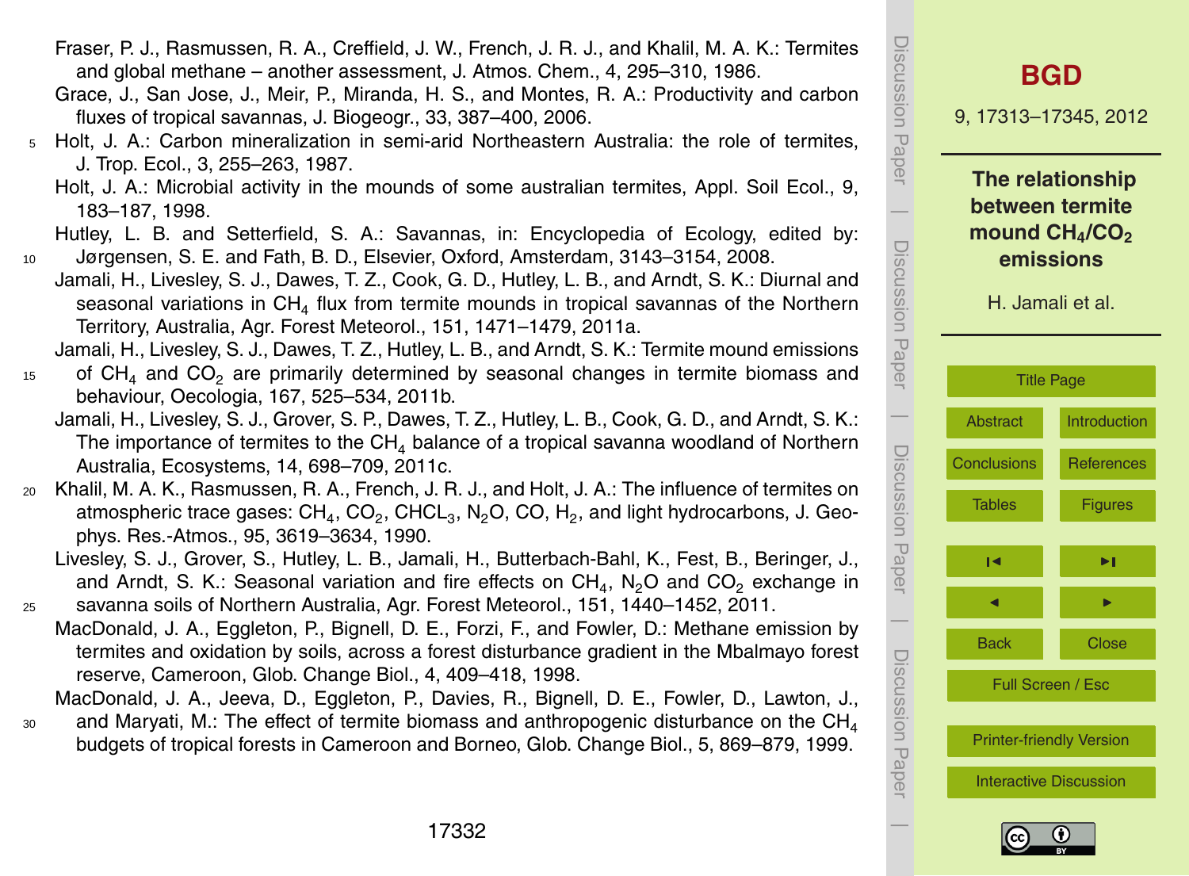Fraser, P. J., Rasmussen, R. A., Creffield, J. W., French, J. R. J., and Khalil, M. A. K.: Termites and global methane – another assessment, J. Atmos. Chem., 4, 295–310, 1986.

Grace, J., San Jose, J., Meir, P., Miranda, H. S., and Montes, R. A.: Productivity and carbon fluxes of tropical savannas, J. Biogeogr., 33, 387–400, 2006.

Holt, J. A.: Carbon mineralization in semi-arid Northeastern Australia: the role of termites, J. Trop. Ecol., 3, 255–263, 1987.

Holt, J. A.: Microbial activity in the mounds of some australian termites, Appl. Soil Ecol., 9, 183–187, 1998.

Hutley, L. B. and Setterfield, S. A.: Savannas, in: Encyclopedia of Ecology, edited by: Jørgensen, S. E. and Fath, B. D., Elsevier, Oxford, Amsterdam, 3143–3154, 2008.

Jamali, H., Livesley, S. J., Dawes, T. Z., Cook, G. D., Hutley, L. B., and Arndt, S. K.: Diurnal and seasonal variations in $CH_4$ flux from termite mounds in tropical savannas of the Northern Territory, Australia, Agr. Forest Meteorol., 151, 1471–1479, 2011a.

Jamali, H., Livesley, S. J., Dawes, T. Z., Hutley, L. B., and Arndt, S. K.: Termite mound emissions of $CH_4$ and $CO_2$ are primarily determined by seasonal changes in termite biomass and behaviour, Oecologia, 167, 525–534, 2011b.

Jamali, H., Livesley, S. J., Grover, S. P., Dawes, T. Z., Hutley, L. B., Cook, G. D., and Arndt, S. K.: The importance of termites to the $CH_4$ balance of a tropical savanna woodland of Northern Australia, Ecosystems, 14, 698–709, 2011c.

Khalil, M. A. K., Rasmussen, R. A., French, J. R. J., and Holt, J. A.: The influence of termites on atmospheric trace gases: $CH_4$, $CO_2$, $CHCL_3$, $N_2O$, CO, $H_2$, and light hydrocarbons, J. Geophys. Res.-Atmos., 95, 3619–3634, 1990.

Livesley, S. J., Grover, S., Hutley, L. B., Jamali, H., Butterbach-Bahl, K., Fest, B., Beringer, J., and Arndt, S. K.: Seasonal variation and fire effects on $CH_4$, $N_2O$ and $CO_2$ exchange in savanna soils of Northern Australia, Agr. Forest Meteorol., 151, 1440–1452, 2011.

MacDonald, J. A., Eggleton, P., Bignell, D. E., Forzi, F., and Fowler, D.: Methane emission by termites and oxidation by soils, across a forest disturbance gradient in the Mbalmayo forest reserve, Cameroon, Glob. Change Biol., 4, 409–418, 1998.

MacDonald, J. A., Jeeva, D., Eggleton, P., Davies, R., Bignell, D. E., Fowler, D., Lawton, J., and Maryati, M.: The effect of termite biomass and anthropogenic disturbance on the $CH_4$ budgets of tropical forests in Cameroon and Borneo, Glob. Change Biol., 5, 869–879, 1999.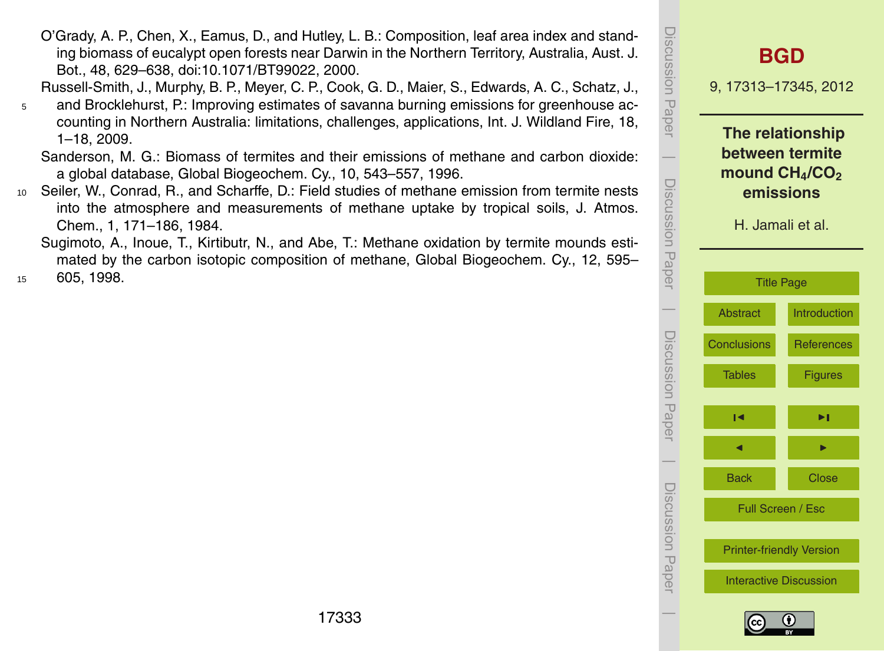O'Grady, A. P., Chen, X., Eamus, D., and Hutley, L. B.: Composition, leaf area index and standing biomass of eucalypt open forests near Darwin in the Northern Territory, Australia, Aust. J. Bot., 48, 629–638, doi:10.1071/BT99022, 2000.

Russell-Smith, J., Murphy, B. P., Meyer, C. P., Cook, G. D., Maier, S., Edwards, A. C., Schatz, J., and Brocklehurst, P.: Improving estimates of savanna burning emissions for greenhouse accounting in Northern Australia: limitations, challenges, applications, Int. J. Wildland Fire, 18, 1–18, 2009.

Sanderson, M. G.: Biomass of termites and their emissions of methane and carbon dioxide: a global database, Global Biogeochem. Cy., 10, 543–557, 1996.

Seiler, W., Conrad, R., and Scharffe, D.: Field studies of methane emission from termite nests into the atmosphere and measurements of methane uptake by tropical soils, J. Atmos. Chem., 1, 171–186, 1984.

Sugimoto, A., Inoue, T., Kirtibutr, N., and Abe, T.: Methane oxidation by termite mounds estimated by the carbon isotopic composition of methane, Global Biogeochem. Cy., 12, 595–605, 1998.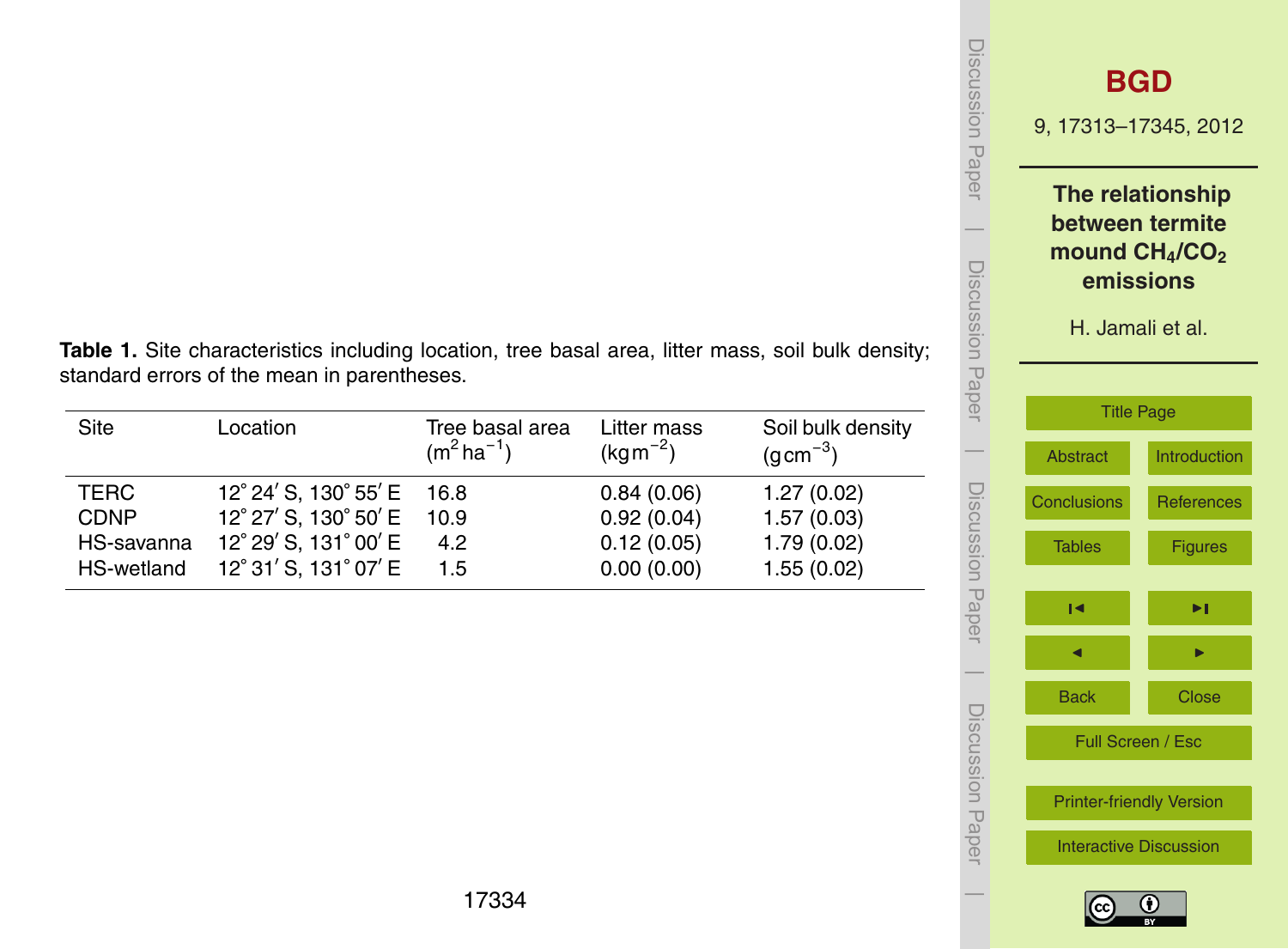**Table 1.** Site characteristics including location, tree basal area, litter mass, soil bulk density; standard errors of the mean in parentheses.

| Site | Location | Tree basal area ($m^2\,ha^{-1}$) | Litter mass ($kg\,m^{-2}$) | Soil bulk density ($g\,cm^{-3}$) |
|---|---|---|---|---|
| TERC | 12° 24′ S, 130° 55′ E | 16.8 | 0.84 (0.06) | 1.27 (0.02) |
| CDNP | 12° 27′ S, 130° 50′ E | 10.9 | 0.92 (0.04) | 1.57 (0.03) |
| HS-savanna | 12° 29′ S, 131° 00′ E | 4.2 | 0.12 (0.05) | 1.79 (0.02) |
| HS-wetland | 12° 31′ S, 131° 07′ E | 1.5 | 0.00 (0.00) | 1.55 (0.02) |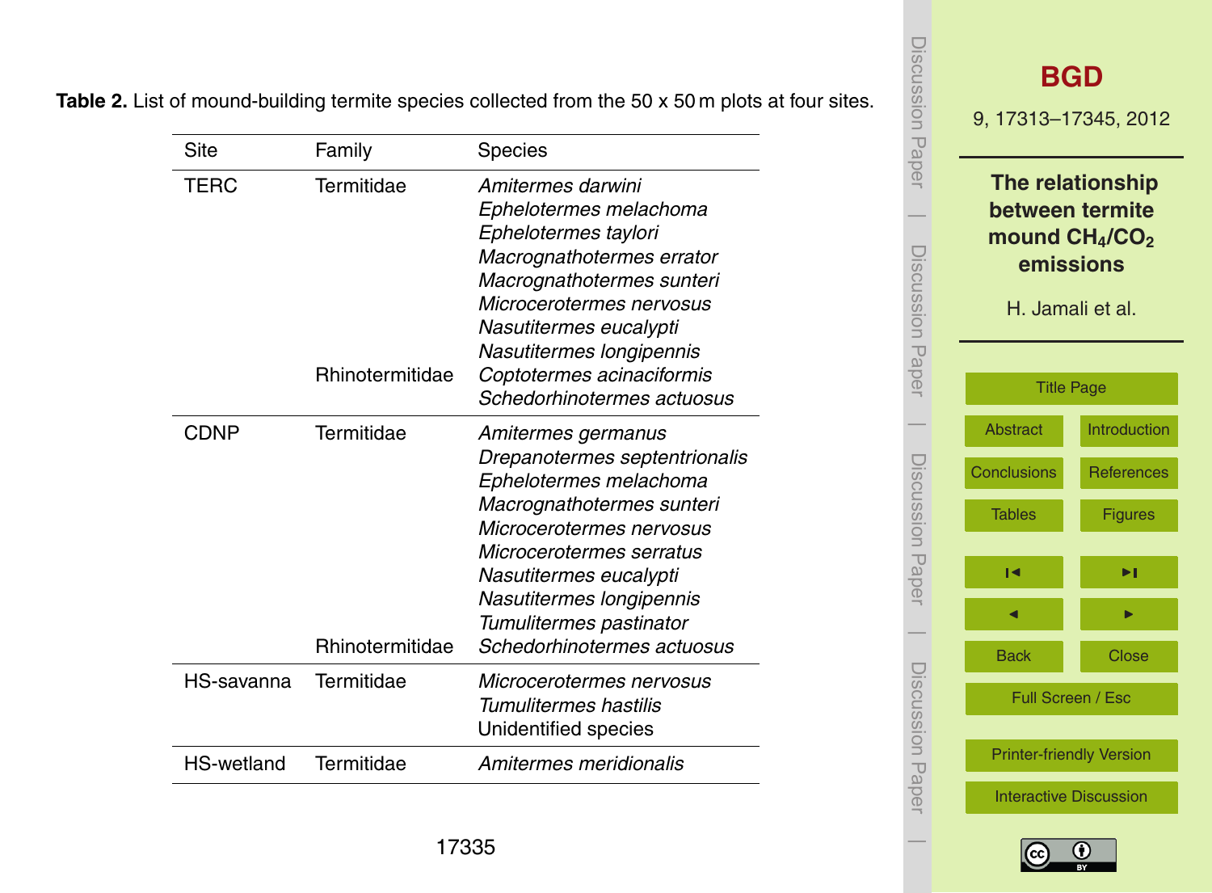**Table 2.** List of mound-building termite species collected from the 50 x 50 m plots at four sites.

| Site | Family | Species |
|---|---|---|
| TERC | Termitidae | *Amitermes darwini* |
| | | *Ephelotermes melachoma* |
| | | *Ephelotermes taylori* |
| | | *Macrognathotermes errator* |
| | | *Macrognathotermes sunteri* |
| | | *Microcerotermes nervosus* |
| | | *Nasutitermes eucalypti* |
| | | *Nasutitermes longipennis* |
| | Rhinotermitidae | *Coptotermes acinaciformis* |
| | | *Schedorhinotermes actuosus* |
| CDNP | Termitidae | *Amitermes germanus* |
| | | *Drepanotermes septentrionalis* |
| | | *Ephelotermes melachoma* |
| | | *Macrognathotermes sunteri* |
| | | *Microcerotermes nervosus* |
| | | *Microcerotermes serratus* |
| | | *Nasutitermes eucalypti* |
| | | *Nasutitermes longipennis* |
| | | *Tumulitermes pastinator* |
| | Rhinotermitidae | *Schedorhinotermes actuosus* |
| HS-savanna | Termitidae | *Microcerotermes nervosus* |
| | | *Tumulitermes hastilis* |
| | | Unidentified species |
| HS-wetland | Termitidae | *Amitermes meridionalis* |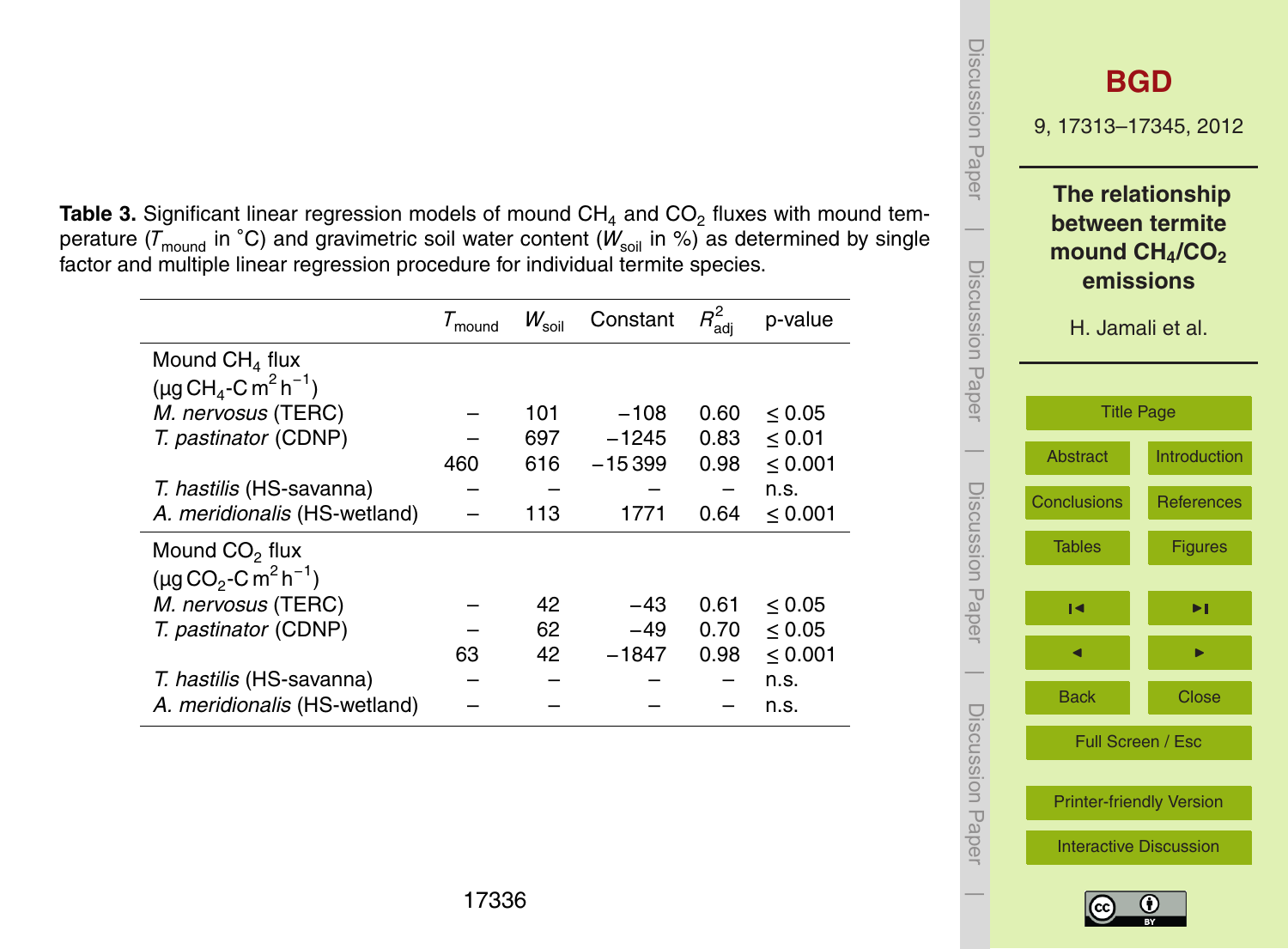**Table 3.** Significant linear regression models of mound $CH_4$ and $CO_2$ fluxes with mound temperature ($T_{mound}$ in °C) and gravimetric soil water content ($W_{soil}$ in %) as determined by single factor and multiple linear regression procedure for individual termite species.

| | $T_{mound}$ | $W_{soil}$ | Constant | $R^2_{adj}$ | p-value |
|---|---|---|---|---|---|
| Mound $CH_4$ flux ($\mu g\ CH_4\text{-}C\ m^2\ h^{-1}$) | | | | | |
| *M. nervosus* (TERC) | – | 101 | −108 | 0.60 | ≤ 0.05 |
| *T. pastinator* (CDNP) | – | 697 | −1245 | 0.83 | ≤ 0.01 |
| | 460 | 616 | −15 399 | 0.98 | ≤ 0.001 |
| *T. hastilis* (HS-savanna) | – | – | – | – | n.s. |
| *A. meridionalis* (HS-wetland) | – | 113 | 1771 | 0.64 | ≤ 0.001 |
| Mound $CO_2$ flux ($\mu g\ CO_2\text{-}C\ m^2\ h^{-1}$) | | | | | |
| *M. nervosus* (TERC) | – | 42 | −43 | 0.61 | ≤ 0.05 |
| *T. pastinator* (CDNP) | – | 62 | −49 | 0.70 | ≤ 0.05 |
| | 63 | 42 | −1847 | 0.98 | ≤ 0.001 |
| *T. hastilis* (HS-savanna) | – | – | – | – | n.s. |
| *A. meridionalis* (HS-wetland) | – | – | – | – | n.s. |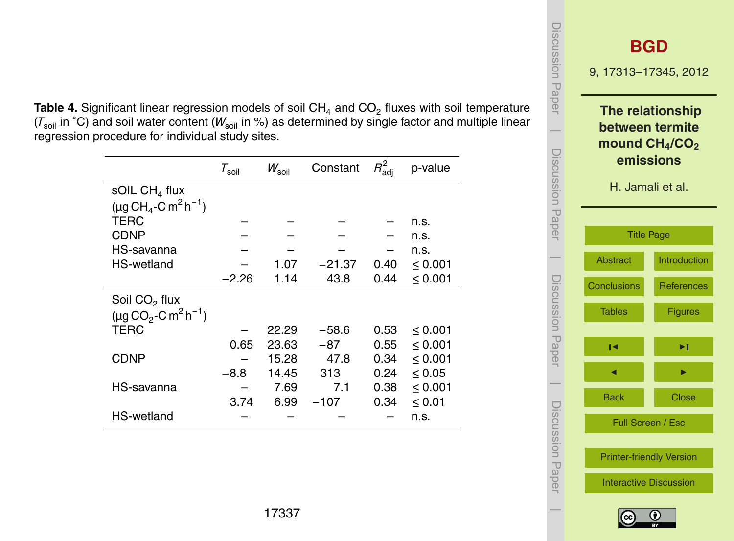**Table 4.** Significant linear regression models of soil $CH_4$ and $CO_2$ fluxes with soil temperature ($T_{soil}$ in °C) and soil water content ($W_{soil}$ in %) as determined by single factor and multiple linear regression procedure for individual study sites.

| | $T_{soil}$ | $W_{soil}$ | Constant | $R^2_{adj}$ | p-value |
|---|---|---|---|---|---|
| sOIL $CH_4$ flux ($\mu g\,CH_4$-$C\,m^2\,h^{-1}$) | | | | | |
| TERC | – | – | – | – | n.s. |
| CDNP | – | – | – | – | n.s. |
| HS-savanna | – | – | – | – | n.s. |
| HS-wetland | – | 1.07 | −21.37 | 0.40 | ≤ 0.001 |
| | −2.26 | 1.14 | 43.8 | 0.44 | ≤ 0.001 |
| Soil $CO_2$ flux ($\mu g\,CO_2$-$C\,m^2\,h^{-1}$) | | | | | |
| TERC | – | 22.29 | −58.6 | 0.53 | ≤ 0.001 |
| | 0.65 | 23.63 | −87 | 0.55 | ≤ 0.001 |
| CDNP | – | 15.28 | 47.8 | 0.34 | ≤ 0.001 |
| | −8.8 | 14.45 | 313 | 0.24 | ≤ 0.05 |
| HS-savanna | – | 7.69 | 7.1 | 0.38 | ≤ 0.001 |
| | 3.74 | 6.99 | −107 | 0.34 | ≤ 0.01 |
| HS-wetland | – | – | – | – | n.s. |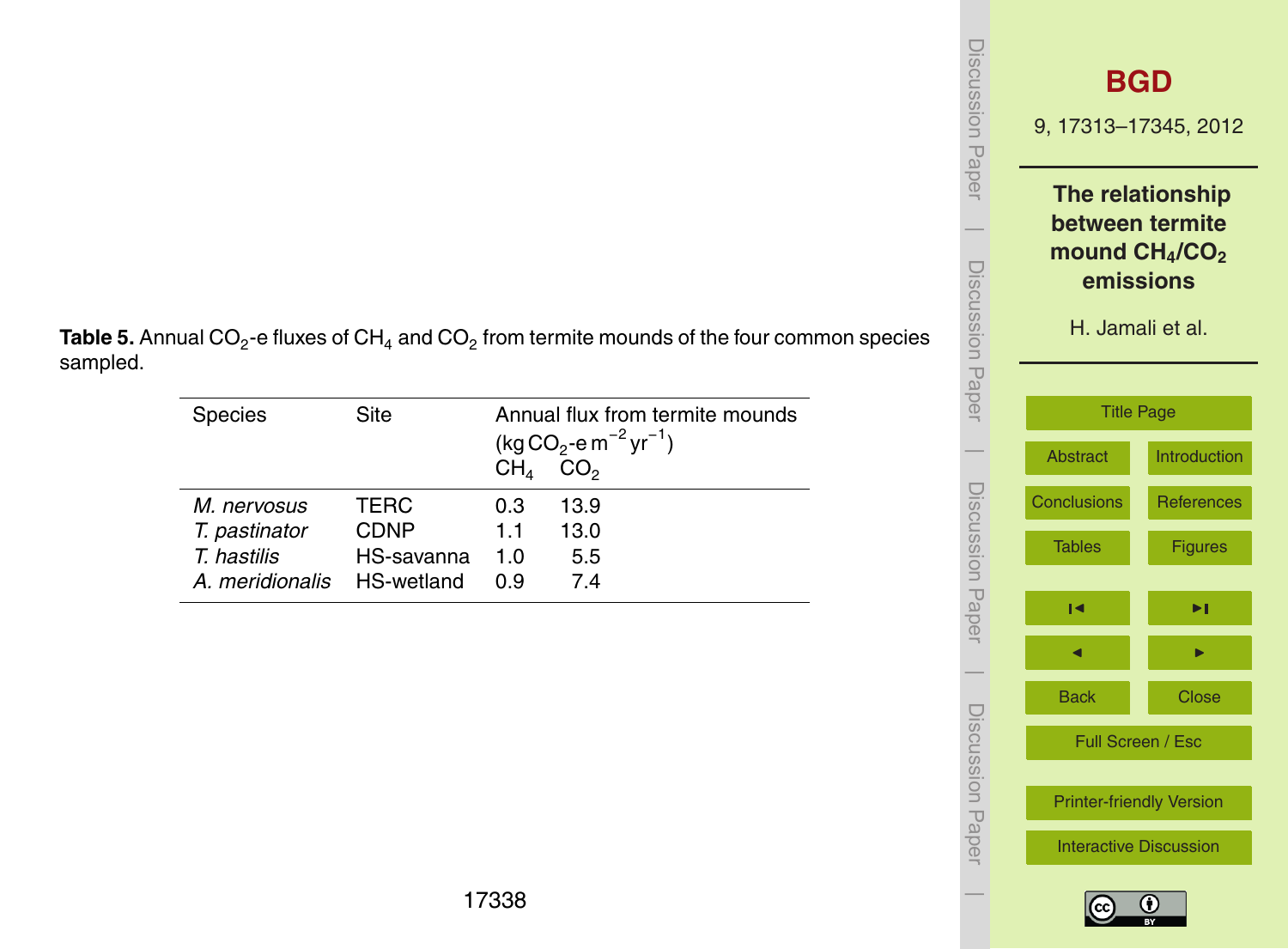**Table 5.** Annual $CO_2$-e fluxes of $CH_4$ and $CO_2$ from termite mounds of the four common species sampled.

| Species | Site | Annual flux from termite mounds ($kg\,CO_2\text{-e}\,m^{-2}\,yr^{-1}$) $CH_4$ | $CO_2$ |
|---|---|---|---|
| *M. nervosus* | TERC | 0.3 | 13.9 |
| *T. pastinator* | CDNP | 1.1 | 13.0 |
| *T. hastilis* | HS-savanna | 1.0 | 5.5 |
| *A. meridionalis* | HS-wetland | 0.9 | 7.4 |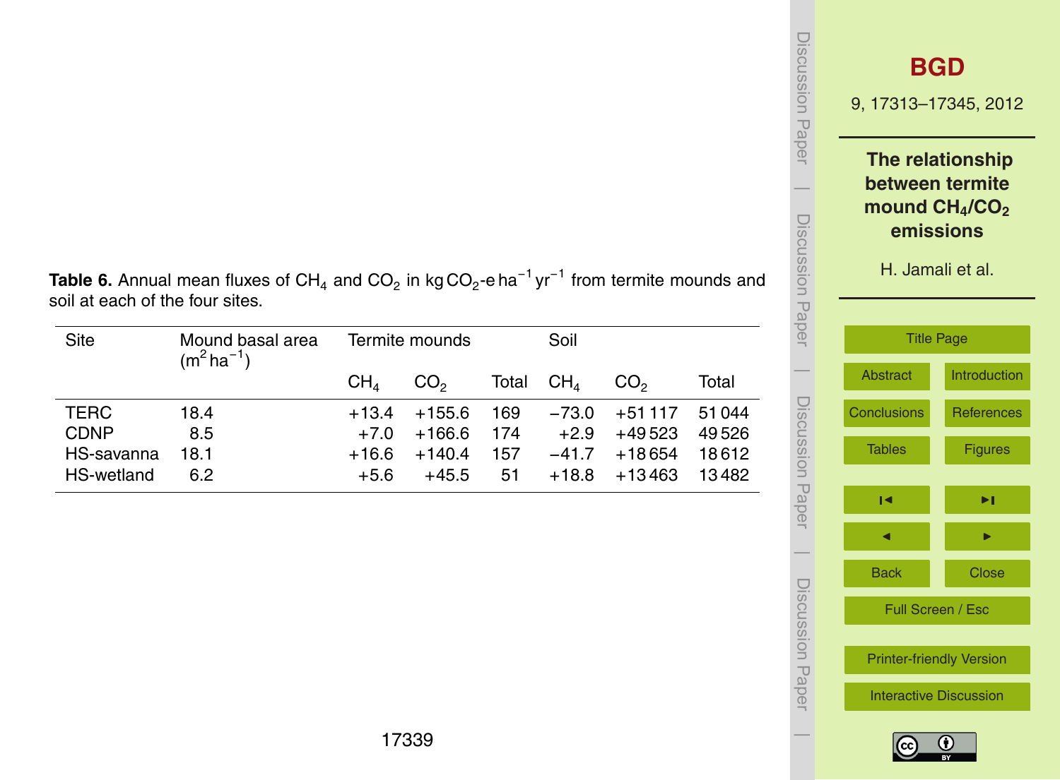**Table 6.** Annual mean fluxes of $CH_4$ and $CO_2$ in kg $CO_2$-e $ha^{-1}$ $yr^{-1}$ from termite mounds and soil at each of the four sites.

| Site | Mound basal area ($m^2$ $ha^{-1}$) | Termite mounds | | | Soil | | |
|---|---|---|---|---|---|---|---|
| | | $CH_4$ | $CO_2$ | Total | $CH_4$ | $CO_2$ | Total |
| TERC | 18.4 | +13.4 | +155.6 | 169 | −73.0 | +51 117 | 51 044 |
| CDNP | 8.5 | +7.0 | +166.6 | 174 | +2.9 | +49 523 | 49 526 |
| HS-savanna | 18.1 | +16.6 | +140.4 | 157 | −41.7 | +18 654 | 18 612 |
| HS-wetland | 6.2 | +5.6 | +45.5 | 51 | +18.8 | +13 463 | 13 482 |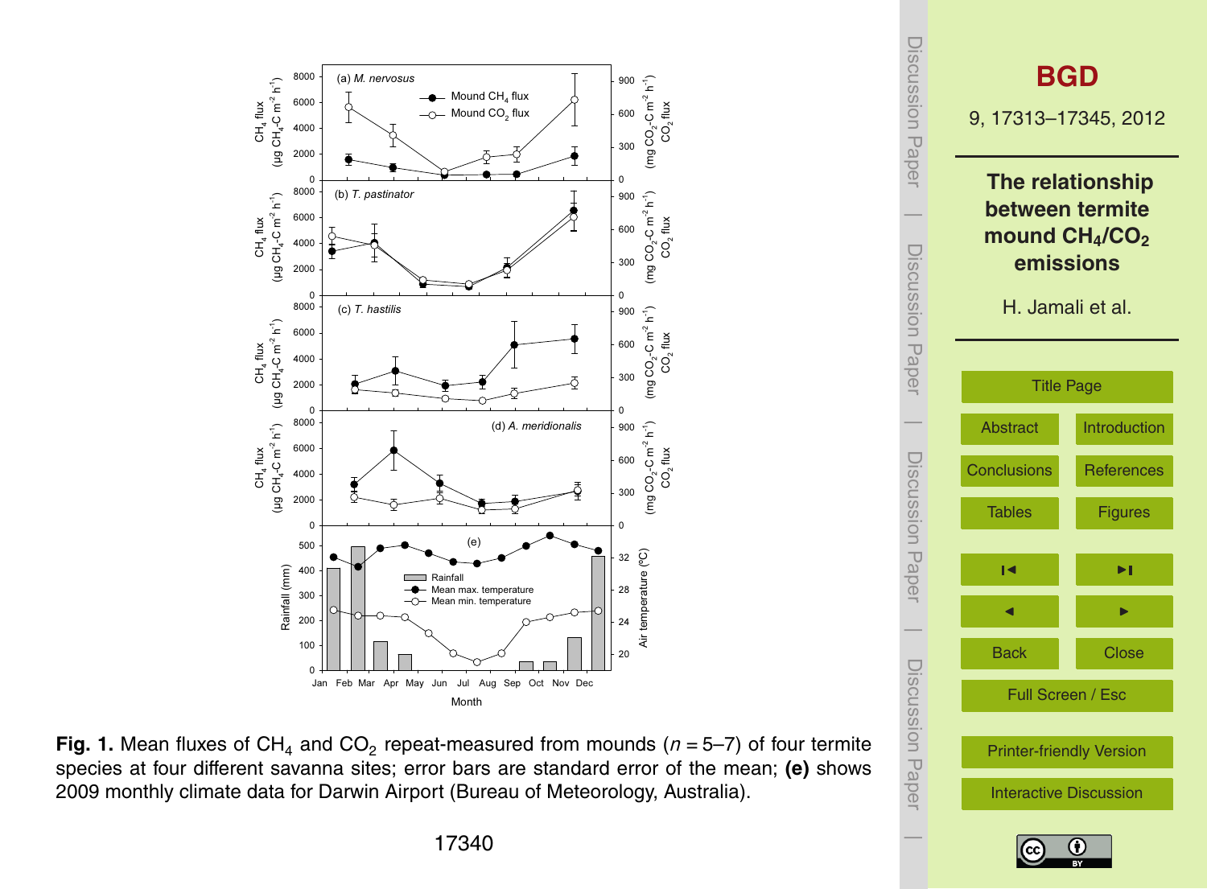**Fig. 1.** Mean fluxes of $CH_4$ and $CO_2$ repeat-measured from mounds ($n = 5$–$7$) of four termite species at four different savanna sites; error bars are standard error of the mean; **(e)** shows 2009 monthly climate data for Darwin Airport (Bureau of Meteorology, Australia).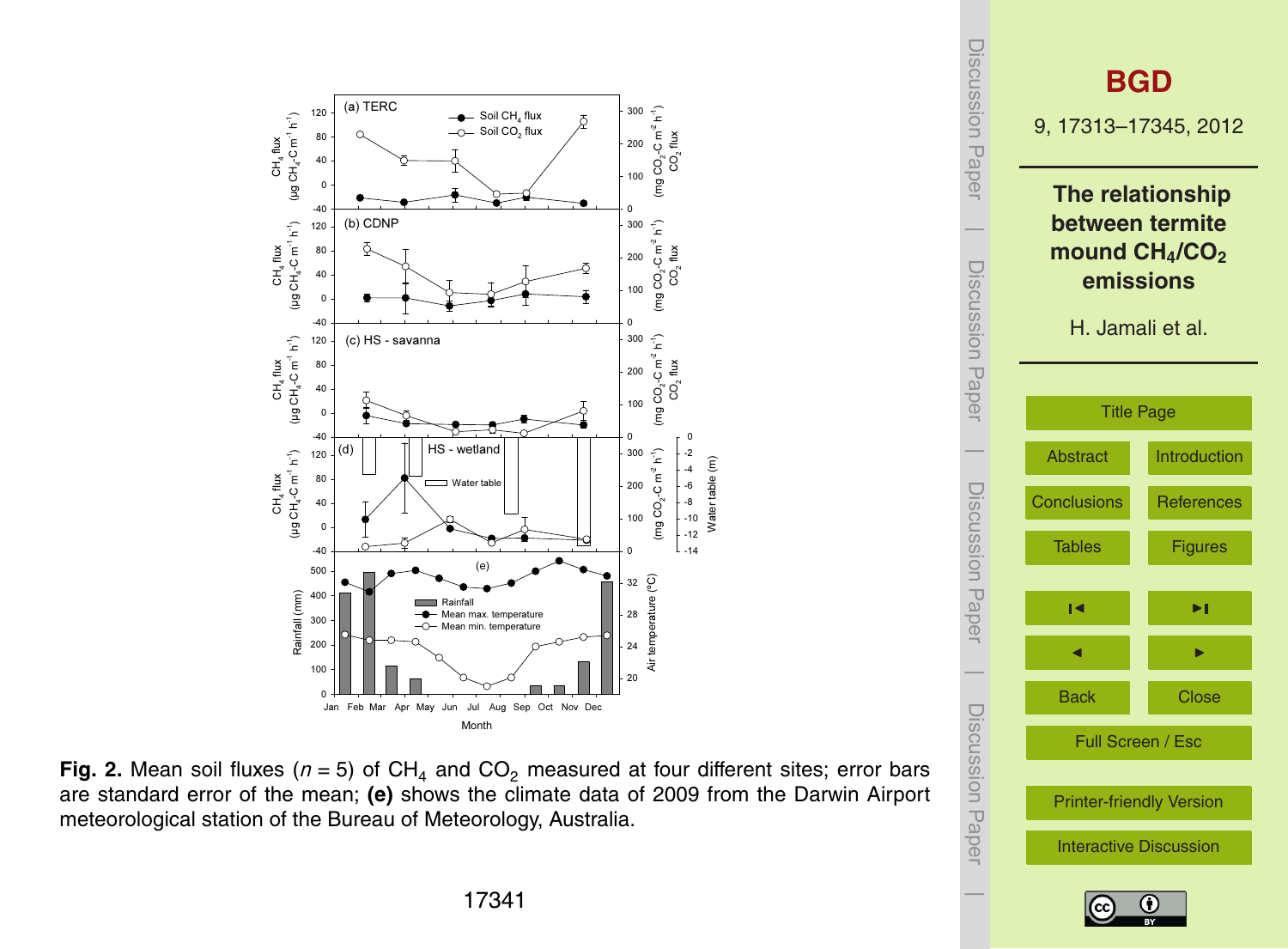**Fig. 2.** Mean soil fluxes ($n = 5$) of $CH_4$ and $CO_2$ measured at four different sites; error bars are standard error of the mean; **(e)** shows the climate data of 2009 from the Darwin Airport meteorological station of the Bureau of Meteorology, Australia.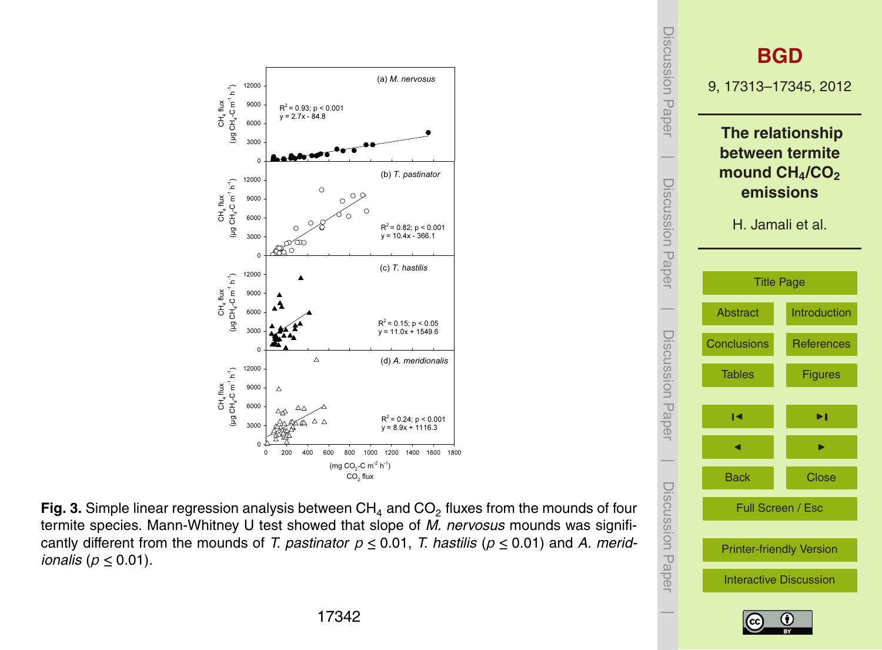**Fig. 3.** Simple linear regression analysis between $CH_4$ and $CO_2$ fluxes from the mounds of four termite species. Mann-Whitney U test showed that slope of *M. nervosus* mounds was significantly different from the mounds of *T. pastinator* $p \leq 0.01$, *T. hastilis* ($p \leq 0.01$) and *A. meridionalis* ($p \leq 0.01$).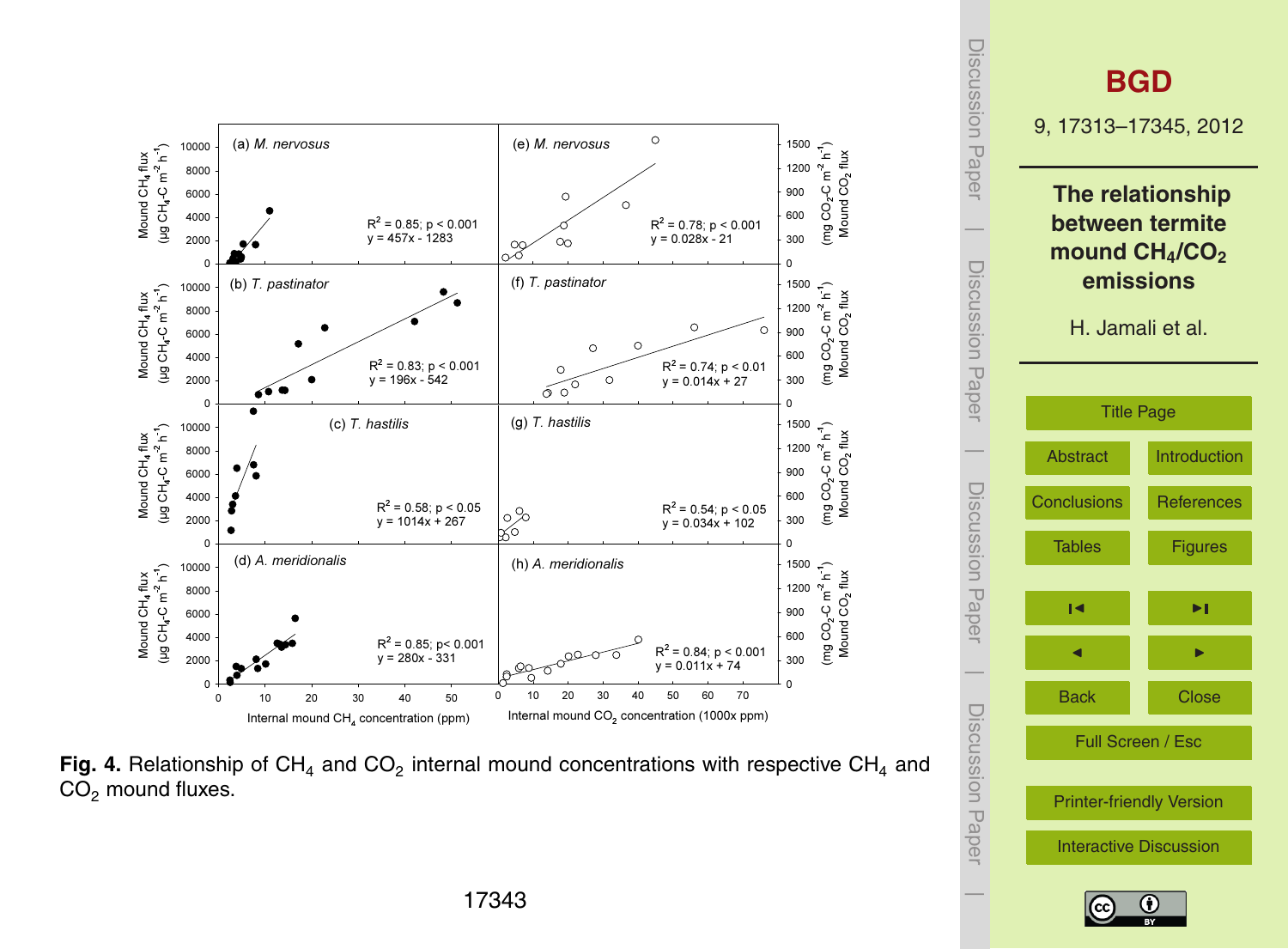**Fig. 4.** Relationship of $CH_4$ and $CO_2$ internal mound concentrations with respective $CH_4$ and $CO_2$ mound fluxes.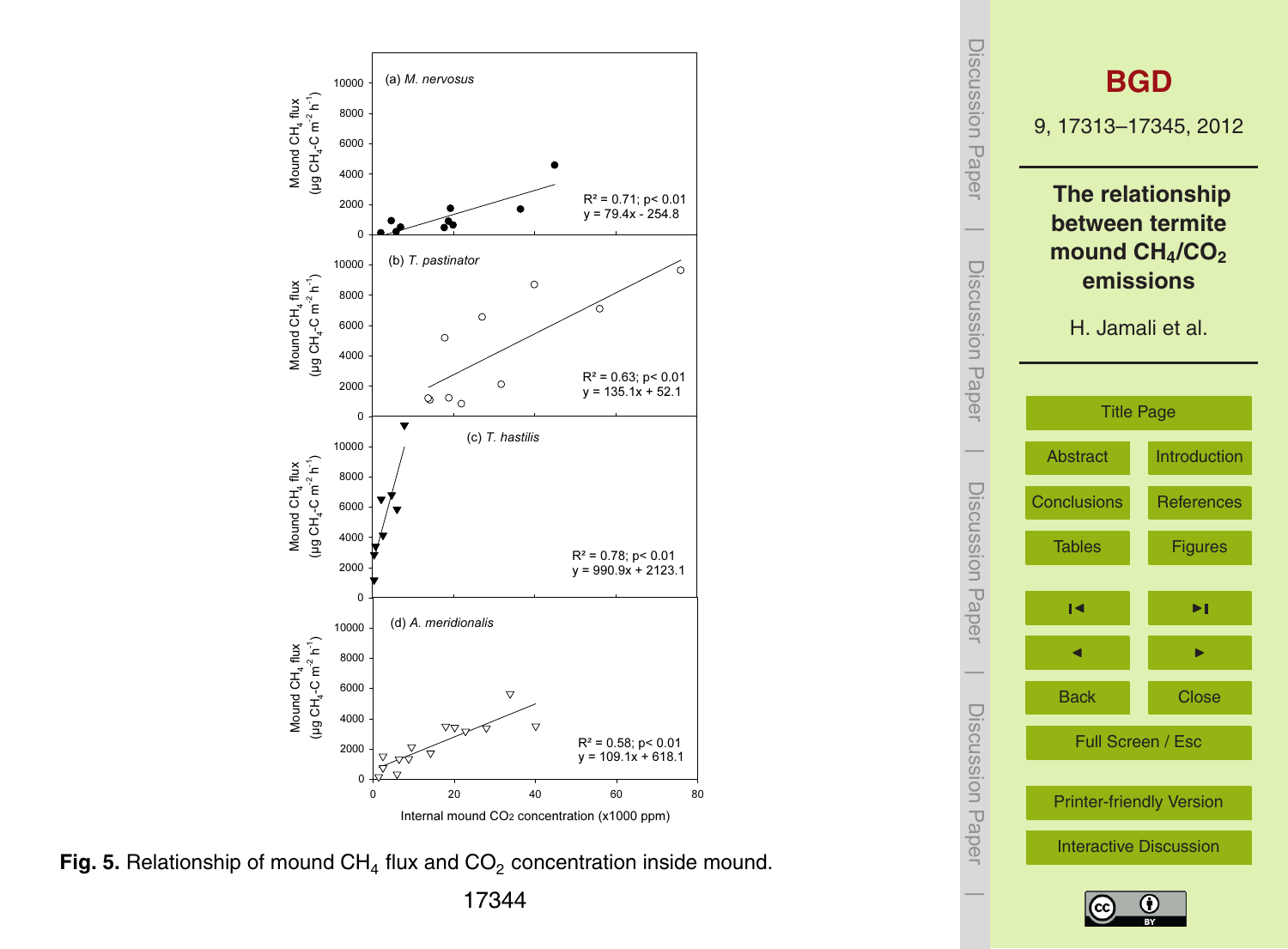Fig. 5. Relationship of mound $CH_4$ flux and $CO_2$ concentration inside mound.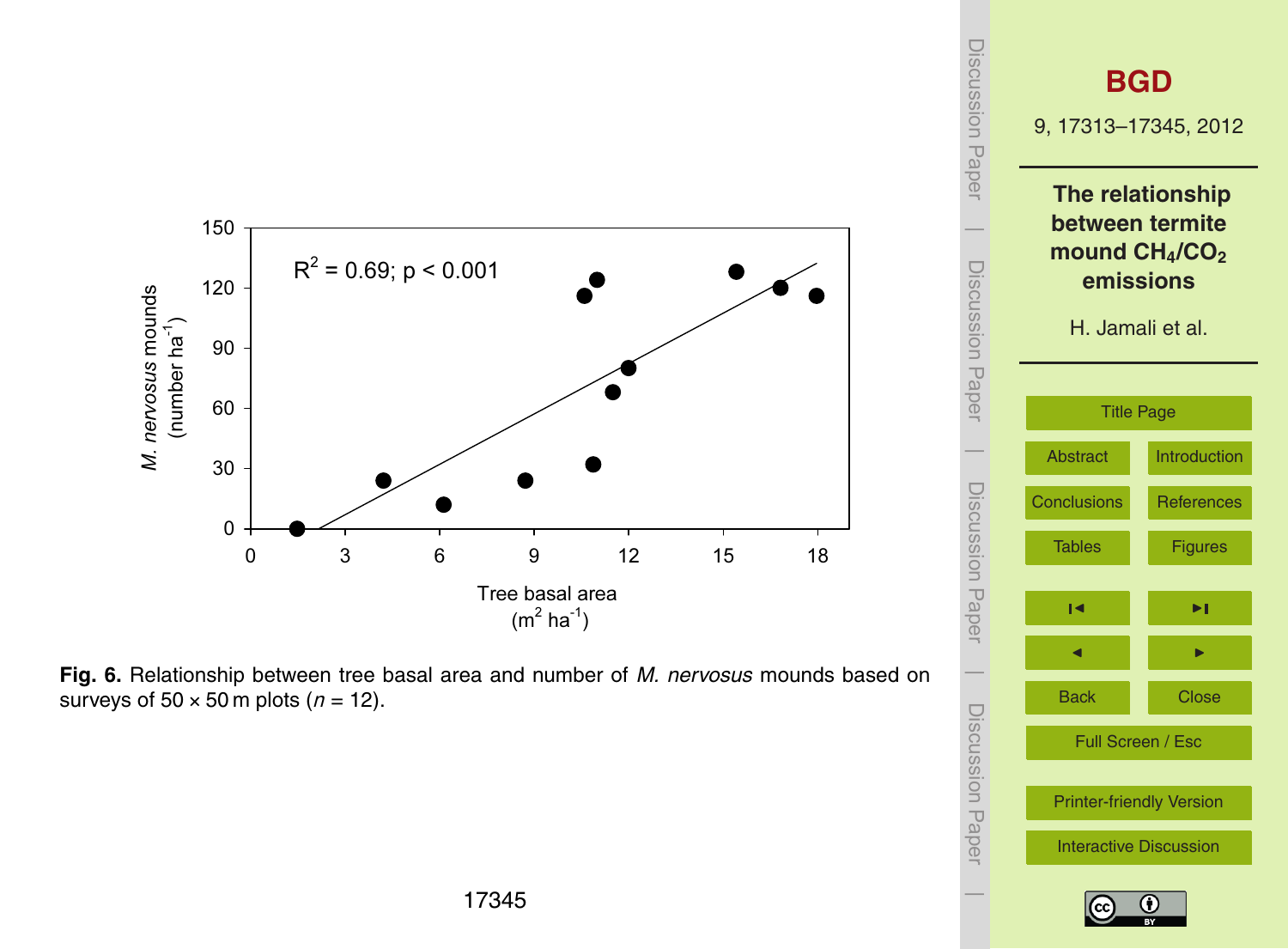$R^2 = 0.69$; $p < 0.001$

*M. nervosus* mounds (number ha$^{-1}$)

150
120
90
60
30
0

0
3
6
9
12
15
18

Tree basal area (m$^2$ ha$^{-1}$)

**Fig. 6.** Relationship between tree basal area and number of *M. nervosus* mounds based on surveys of 50 × 50 m plots ($n = 12$).